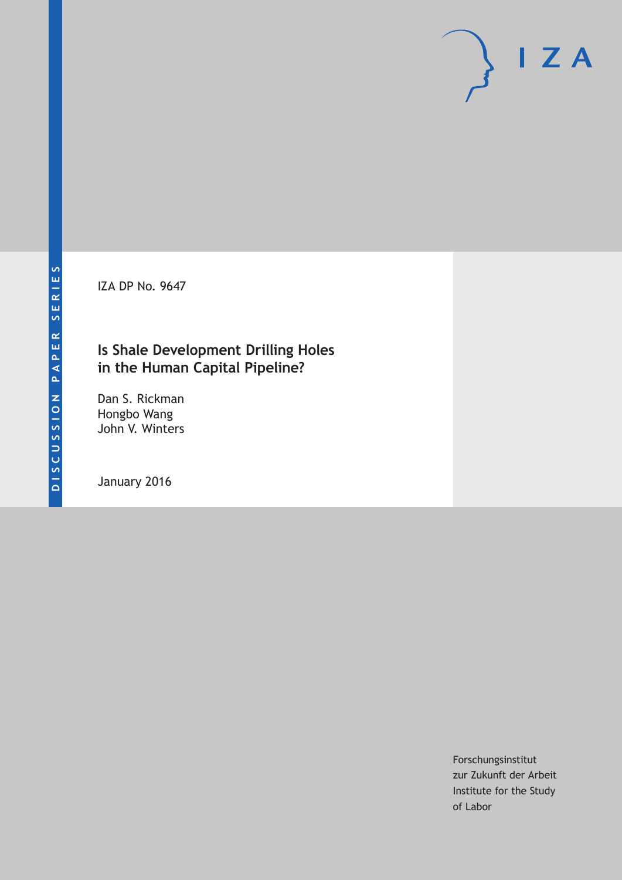DISCUSSION PAPER SERIES

IZA DP No. 9647

# Is Shale Development Drilling Holes in the Human Capital Pipeline?

Dan S. Rickman
Hongbo Wang
John V. Winters

January 2016

Forschungsinstitut
zur Zukunft der Arbeit
Institute for the Study
of Labor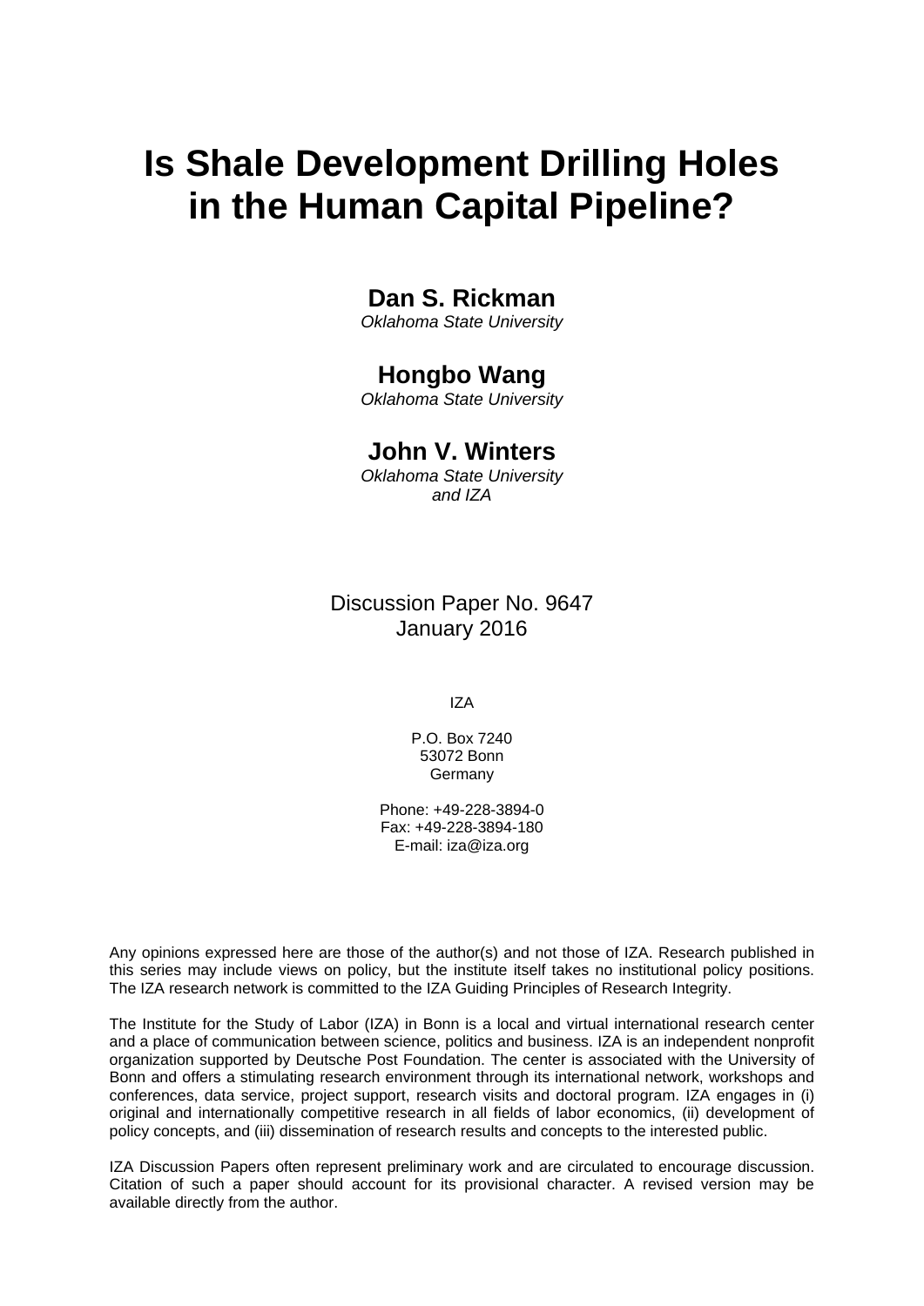# Is Shale Development Drilling Holes in the Human Capital Pipeline?

**Dan S. Rickman**
*Oklahoma State University*

**Hongbo Wang**
*Oklahoma State University*

**John V. Winters**
*Oklahoma State University and IZA*

Discussion Paper No. 9647
January 2016

IZA

P.O. Box 7240
53072 Bonn
Germany

Phone: +49-228-3894-0
Fax: +49-228-3894-180
E-mail: iza@iza.org

Any opinions expressed here are those of the author(s) and not those of IZA. Research published in this series may include views on policy, but the institute itself takes no institutional policy positions. The IZA research network is committed to the IZA Guiding Principles of Research Integrity.

The Institute for the Study of Labor (IZA) in Bonn is a local and virtual international research center and a place of communication between science, politics and business. IZA is an independent nonprofit organization supported by Deutsche Post Foundation. The center is associated with the University of Bonn and offers a stimulating research environment through its international network, workshops and conferences, data service, project support, research visits and doctoral program. IZA engages in (i) original and internationally competitive research in all fields of labor economics, (ii) development of policy concepts, and (iii) dissemination of research results and concepts to the interested public.

IZA Discussion Papers often represent preliminary work and are circulated to encourage discussion. Citation of such a paper should account for its provisional character. A revised version may be available directly from the author.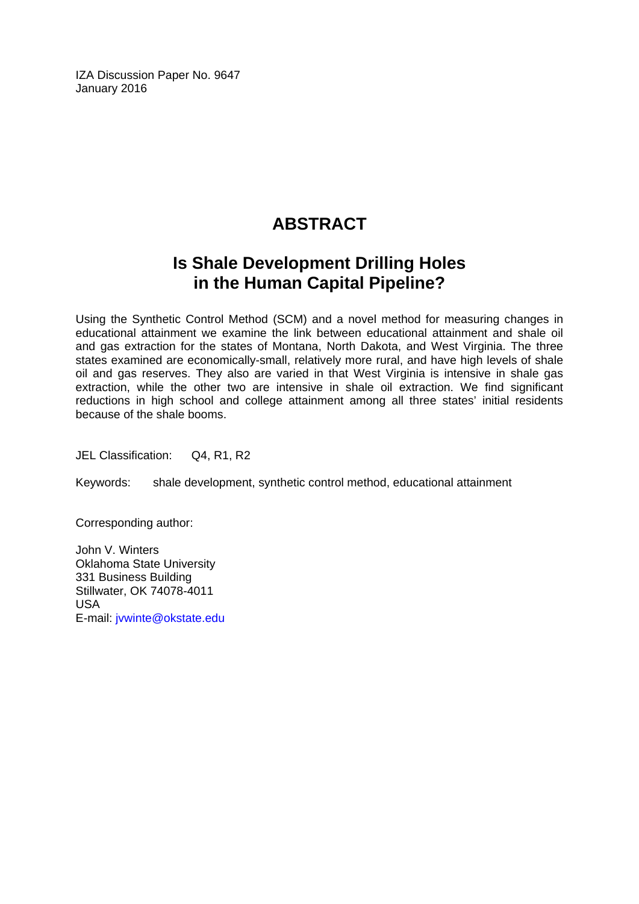IZA Discussion Paper No. 9647
January 2016

# ABSTRACT

## Is Shale Development Drilling Holes in the Human Capital Pipeline?

Using the Synthetic Control Method (SCM) and a novel method for measuring changes in educational attainment we examine the link between educational attainment and shale oil and gas extraction for the states of Montana, North Dakota, and West Virginia. The three states examined are economically-small, relatively more rural, and have high levels of shale oil and gas reserves. They also are varied in that West Virginia is intensive in shale gas extraction, while the other two are intensive in shale oil extraction. We find significant reductions in high school and college attainment among all three states' initial residents because of the shale booms.

JEL Classification: Q4, R1, R2

Keywords: shale development, synthetic control method, educational attainment

Corresponding author:

John V. Winters
Oklahoma State University
331 Business Building
Stillwater, OK 74078-4011
USA
E-mail: jvwinte@okstate.edu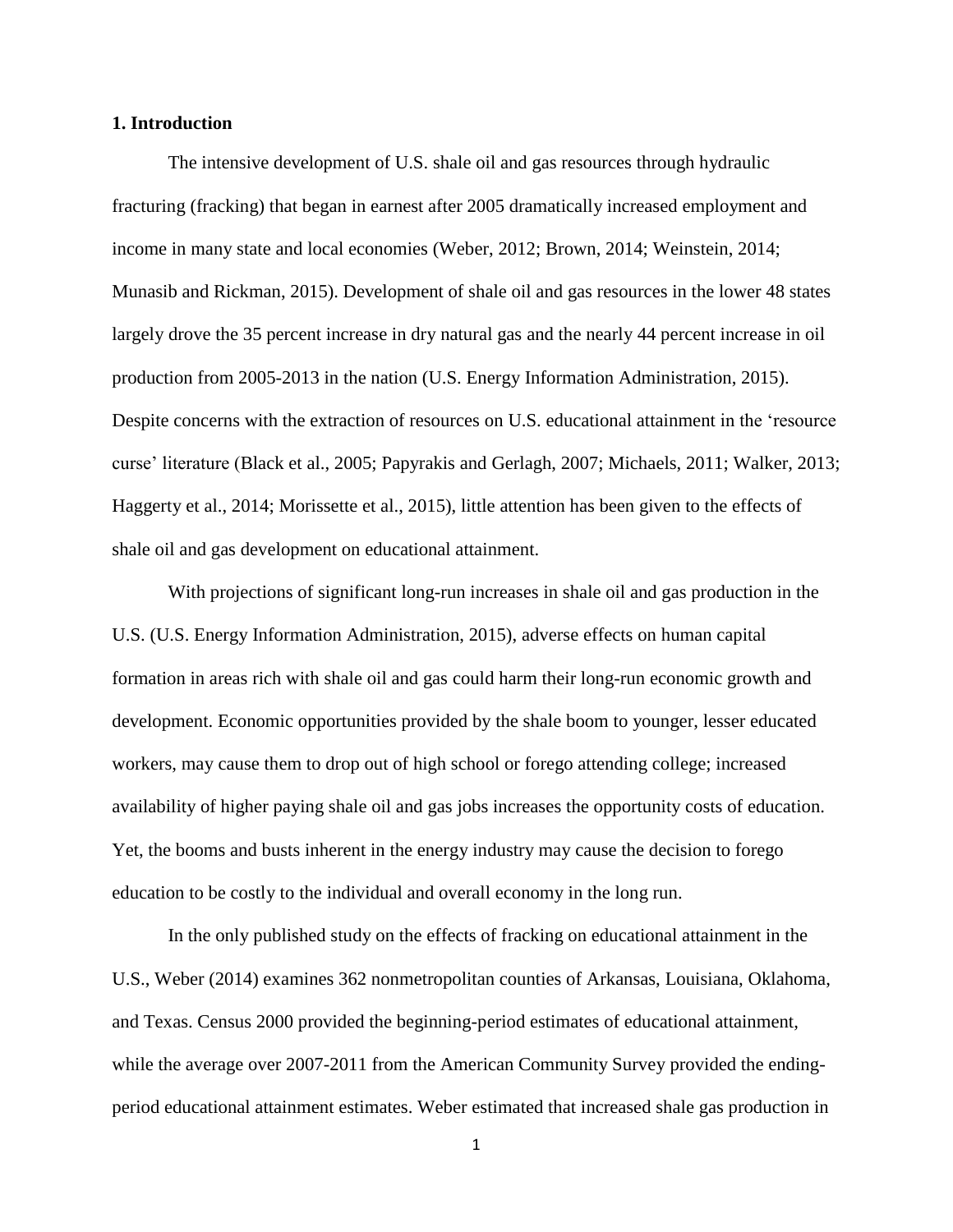## 1. Introduction

The intensive development of U.S. shale oil and gas resources through hydraulic fracturing (fracking) that began in earnest after 2005 dramatically increased employment and income in many state and local economies (Weber, 2012; Brown, 2014; Weinstein, 2014; Munasib and Rickman, 2015). Development of shale oil and gas resources in the lower 48 states largely drove the 35 percent increase in dry natural gas and the nearly 44 percent increase in oil production from 2005-2013 in the nation (U.S. Energy Information Administration, 2015). Despite concerns with the extraction of resources on U.S. educational attainment in the 'resource curse' literature (Black et al., 2005; Papyrakis and Gerlagh, 2007; Michaels, 2011; Walker, 2013; Haggerty et al., 2014; Morissette et al., 2015), little attention has been given to the effects of shale oil and gas development on educational attainment.

With projections of significant long-run increases in shale oil and gas production in the U.S. (U.S. Energy Information Administration, 2015), adverse effects on human capital formation in areas rich with shale oil and gas could harm their long-run economic growth and development. Economic opportunities provided by the shale boom to younger, lesser educated workers, may cause them to drop out of high school or forego attending college; increased availability of higher paying shale oil and gas jobs increases the opportunity costs of education. Yet, the booms and busts inherent in the energy industry may cause the decision to forego education to be costly to the individual and overall economy in the long run.

In the only published study on the effects of fracking on educational attainment in the U.S., Weber (2014) examines 362 nonmetropolitan counties of Arkansas, Louisiana, Oklahoma, and Texas. Census 2000 provided the beginning-period estimates of educational attainment, while the average over 2007-2011 from the American Community Survey provided the ending-period educational attainment estimates. Weber estimated that increased shale gas production in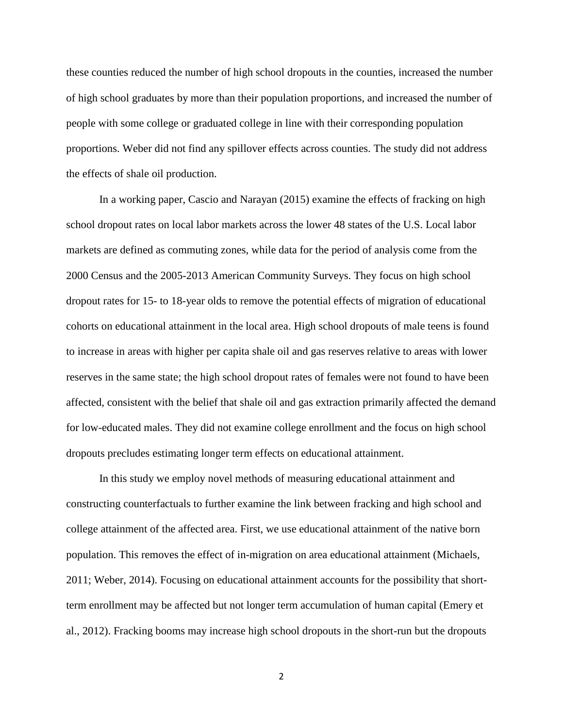these counties reduced the number of high school dropouts in the counties, increased the number of high school graduates by more than their population proportions, and increased the number of people with some college or graduated college in line with their corresponding population proportions. Weber did not find any spillover effects across counties. The study did not address the effects of shale oil production.

In a working paper, Cascio and Narayan (2015) examine the effects of fracking on high school dropout rates on local labor markets across the lower 48 states of the U.S. Local labor markets are defined as commuting zones, while data for the period of analysis come from the 2000 Census and the 2005-2013 American Community Surveys. They focus on high school dropout rates for 15- to 18-year olds to remove the potential effects of migration of educational cohorts on educational attainment in the local area. High school dropouts of male teens is found to increase in areas with higher per capita shale oil and gas reserves relative to areas with lower reserves in the same state; the high school dropout rates of females were not found to have been affected, consistent with the belief that shale oil and gas extraction primarily affected the demand for low-educated males. They did not examine college enrollment and the focus on high school dropouts precludes estimating longer term effects on educational attainment.

In this study we employ novel methods of measuring educational attainment and constructing counterfactuals to further examine the link between fracking and high school and college attainment of the affected area. First, we use educational attainment of the native born population. This removes the effect of in-migration on area educational attainment (Michaels, 2011; Weber, 2014). Focusing on educational attainment accounts for the possibility that short-term enrollment may be affected but not longer term accumulation of human capital (Emery et al., 2012). Fracking booms may increase high school dropouts in the short-run but the dropouts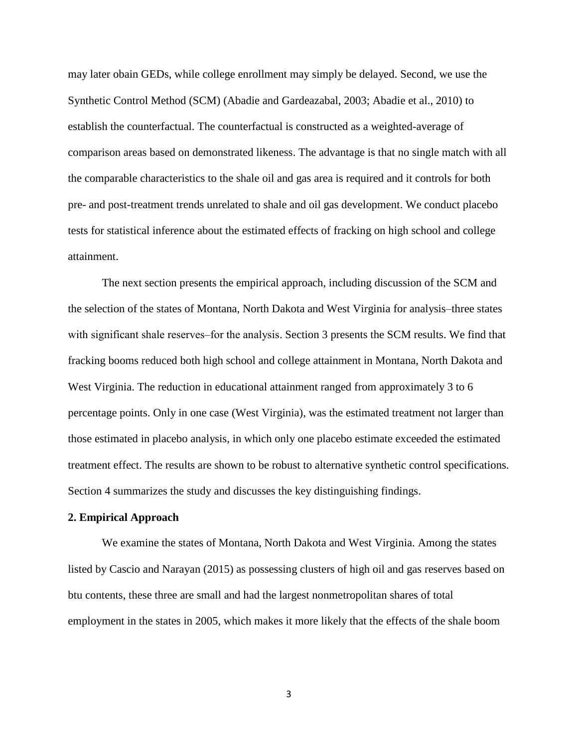may later obain GEDs, while college enrollment may simply be delayed. Second, we use the Synthetic Control Method (SCM) (Abadie and Gardeazabal, 2003; Abadie et al., 2010) to establish the counterfactual. The counterfactual is constructed as a weighted-average of comparison areas based on demonstrated likeness. The advantage is that no single match with all the comparable characteristics to the shale oil and gas area is required and it controls for both pre- and post-treatment trends unrelated to shale and oil gas development. We conduct placebo tests for statistical inference about the estimated effects of fracking on high school and college attainment.

The next section presents the empirical approach, including discussion of the SCM and the selection of the states of Montana, North Dakota and West Virginia for analysis–three states with significant shale reserves–for the analysis. Section 3 presents the SCM results. We find that fracking booms reduced both high school and college attainment in Montana, North Dakota and West Virginia. The reduction in educational attainment ranged from approximately 3 to 6 percentage points. Only in one case (West Virginia), was the estimated treatment not larger than those estimated in placebo analysis, in which only one placebo estimate exceeded the estimated treatment effect. The results are shown to be robust to alternative synthetic control specifications. Section 4 summarizes the study and discusses the key distinguishing findings.

## 2. Empirical Approach

We examine the states of Montana, North Dakota and West Virginia. Among the states listed by Cascio and Narayan (2015) as possessing clusters of high oil and gas reserves based on btu contents, these three are small and had the largest nonmetropolitan shares of total employment in the states in 2005, which makes it more likely that the effects of the shale boom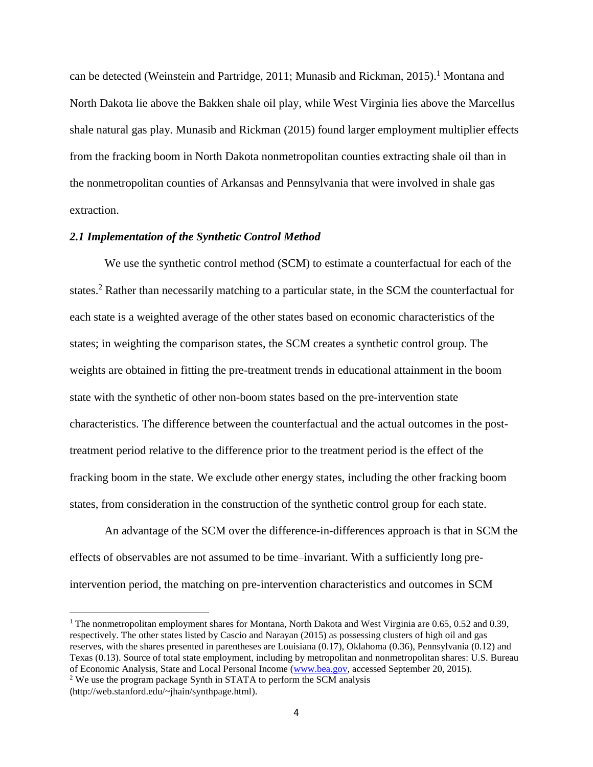can be detected (Weinstein and Partridge, 2011; Munasib and Rickman, 2015).[1] Montana and North Dakota lie above the Bakken shale oil play, while West Virginia lies above the Marcellus shale natural gas play. Munasib and Rickman (2015) found larger employment multiplier effects from the fracking boom in North Dakota nonmetropolitan counties extracting shale oil than in the nonmetropolitan counties of Arkansas and Pennsylvania that were involved in shale gas extraction.

### *2.1 Implementation of the Synthetic Control Method*

We use the synthetic control method (SCM) to estimate a counterfactual for each of the states.[2] Rather than necessarily matching to a particular state, in the SCM the counterfactual for each state is a weighted average of the other states based on economic characteristics of the states; in weighting the comparison states, the SCM creates a synthetic control group. The weights are obtained in fitting the pre-treatment trends in educational attainment in the boom state with the synthetic of other non-boom states based on the pre-intervention state characteristics. The difference between the counterfactual and the actual outcomes in the post-treatment period relative to the difference prior to the treatment period is the effect of the fracking boom in the state. We exclude other energy states, including the other fracking boom states, from consideration in the construction of the synthetic control group for each state.

An advantage of the SCM over the difference-in-differences approach is that in SCM the effects of observables are not assumed to be time–invariant. With a sufficiently long pre-intervention period, the matching on pre-intervention characteristics and outcomes in SCM

---

[1] The nonmetropolitan employment shares for Montana, North Dakota and West Virginia are 0.65, 0.52 and 0.39, respectively. The other states listed by Cascio and Narayan (2015) as possessing clusters of high oil and gas reserves, with the shares presented in parentheses are Louisiana (0.17), Oklahoma (0.36), Pennsylvania (0.12) and Texas (0.13). Source of total state employment, including by metropolitan and nonmetropolitan shares: U.S. Bureau of Economic Analysis, State and Local Personal Income (www.bea.gov, accessed September 20, 2015).

[2] We use the program package Synth in STATA to perform the SCM analysis (http://web.stanford.edu/~jhain/synthpage.html).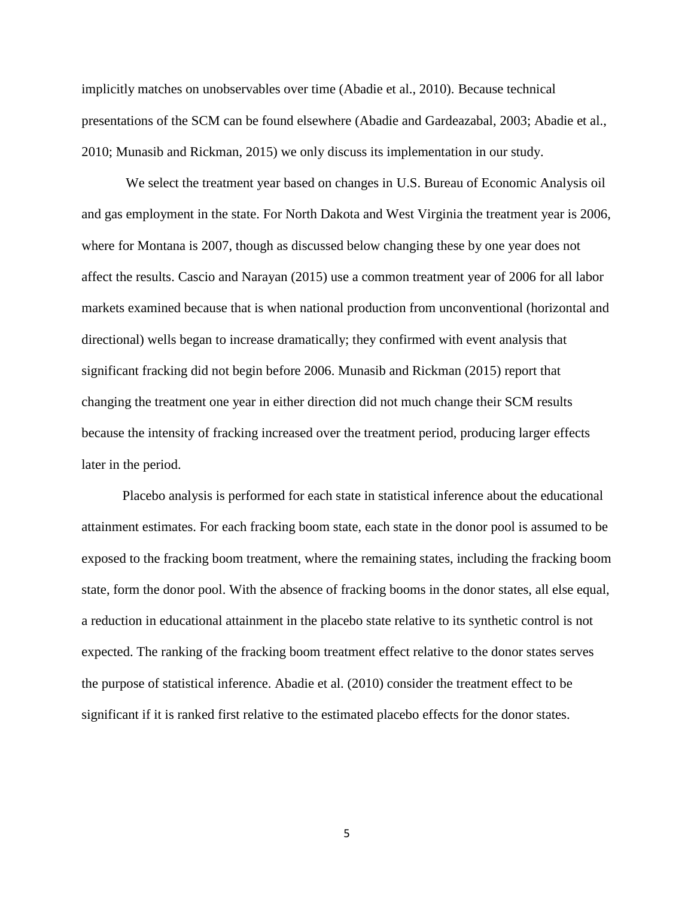implicitly matches on unobservables over time (Abadie et al., 2010). Because technical presentations of the SCM can be found elsewhere (Abadie and Gardeazabal, 2003; Abadie et al., 2010; Munasib and Rickman, 2015) we only discuss its implementation in our study.

We select the treatment year based on changes in U.S. Bureau of Economic Analysis oil and gas employment in the state. For North Dakota and West Virginia the treatment year is 2006, where for Montana is 2007, though as discussed below changing these by one year does not affect the results. Cascio and Narayan (2015) use a common treatment year of 2006 for all labor markets examined because that is when national production from unconventional (horizontal and directional) wells began to increase dramatically; they confirmed with event analysis that significant fracking did not begin before 2006. Munasib and Rickman (2015) report that changing the treatment one year in either direction did not much change their SCM results because the intensity of fracking increased over the treatment period, producing larger effects later in the period.

Placebo analysis is performed for each state in statistical inference about the educational attainment estimates. For each fracking boom state, each state in the donor pool is assumed to be exposed to the fracking boom treatment, where the remaining states, including the fracking boom state, form the donor pool. With the absence of fracking booms in the donor states, all else equal, a reduction in educational attainment in the placebo state relative to its synthetic control is not expected. The ranking of the fracking boom treatment effect relative to the donor states serves the purpose of statistical inference. Abadie et al. (2010) consider the treatment effect to be significant if it is ranked first relative to the estimated placebo effects for the donor states.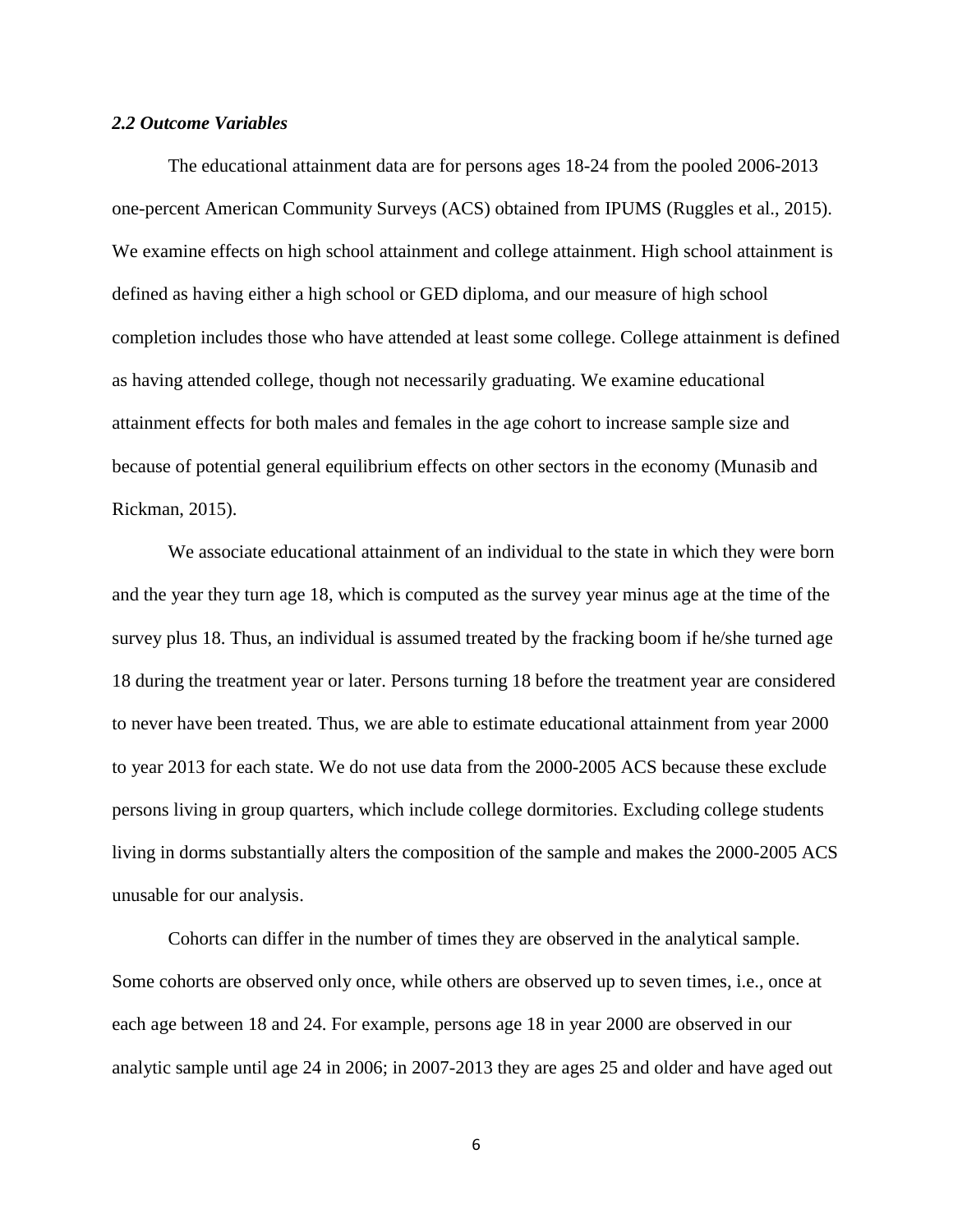### *2.2 Outcome Variables*

The educational attainment data are for persons ages 18-24 from the pooled 2006-2013 one-percent American Community Surveys (ACS) obtained from IPUMS (Ruggles et al., 2015). We examine effects on high school attainment and college attainment. High school attainment is defined as having either a high school or GED diploma, and our measure of high school completion includes those who have attended at least some college. College attainment is defined as having attended college, though not necessarily graduating. We examine educational attainment effects for both males and females in the age cohort to increase sample size and because of potential general equilibrium effects on other sectors in the economy (Munasib and Rickman, 2015).

We associate educational attainment of an individual to the state in which they were born and the year they turn age 18, which is computed as the survey year minus age at the time of the survey plus 18. Thus, an individual is assumed treated by the fracking boom if he/she turned age 18 during the treatment year or later. Persons turning 18 before the treatment year are considered to never have been treated. Thus, we are able to estimate educational attainment from year 2000 to year 2013 for each state. We do not use data from the 2000-2005 ACS because these exclude persons living in group quarters, which include college dormitories. Excluding college students living in dorms substantially alters the composition of the sample and makes the 2000-2005 ACS unusable for our analysis.

Cohorts can differ in the number of times they are observed in the analytical sample. Some cohorts are observed only once, while others are observed up to seven times, i.e., once at each age between 18 and 24. For example, persons age 18 in year 2000 are observed in our analytic sample until age 24 in 2006; in 2007-2013 they are ages 25 and older and have aged out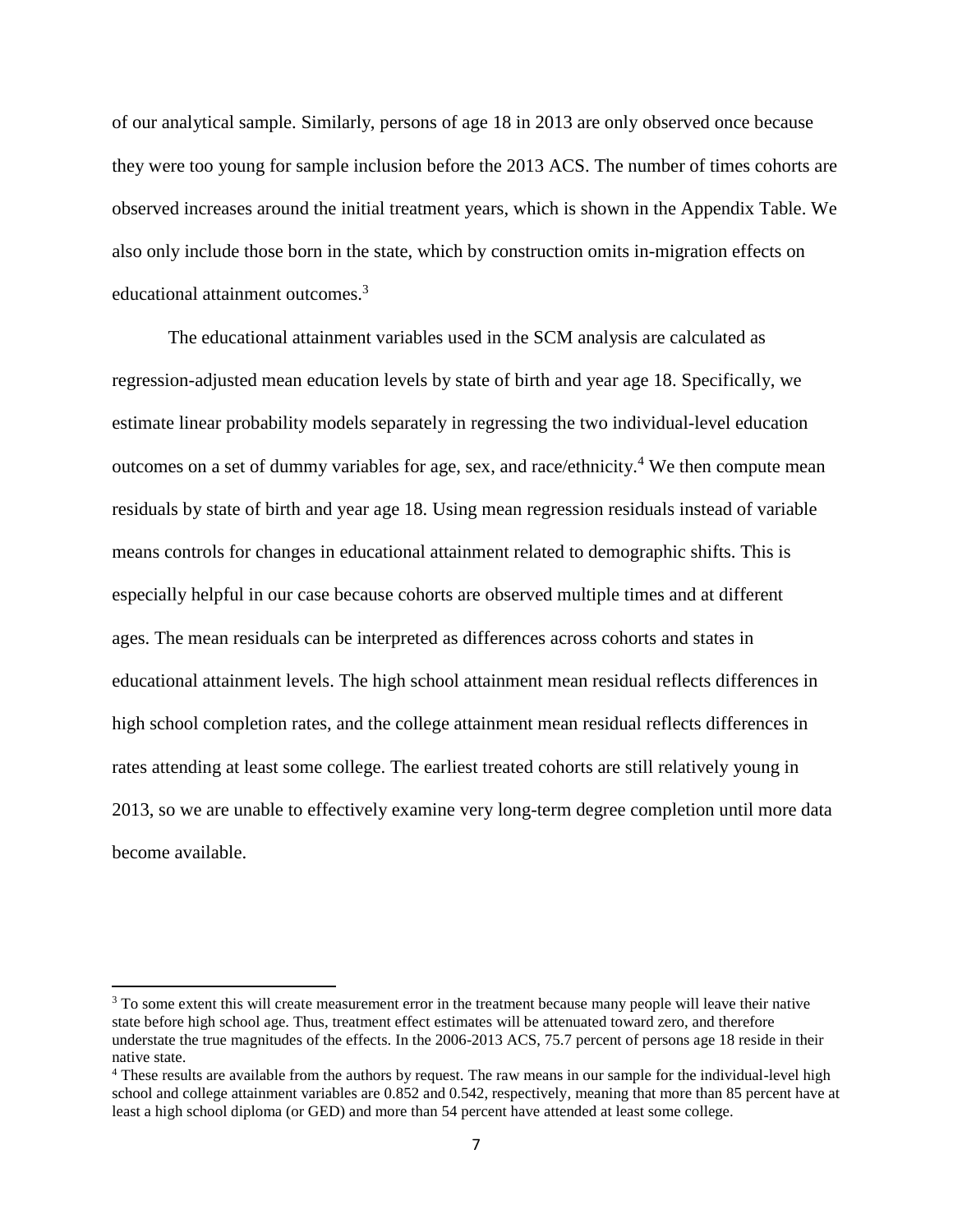of our analytical sample. Similarly, persons of age 18 in 2013 are only observed once because they were too young for sample inclusion before the 2013 ACS. The number of times cohorts are observed increases around the initial treatment years, which is shown in the Appendix Table. We also only include those born in the state, which by construction omits in-migration effects on educational attainment outcomes.[3]

The educational attainment variables used in the SCM analysis are calculated as regression-adjusted mean education levels by state of birth and year age 18. Specifically, we estimate linear probability models separately in regressing the two individual-level education outcomes on a set of dummy variables for age, sex, and race/ethnicity.[4] We then compute mean residuals by state of birth and year age 18. Using mean regression residuals instead of variable means controls for changes in educational attainment related to demographic shifts. This is especially helpful in our case because cohorts are observed multiple times and at different ages. The mean residuals can be interpreted as differences across cohorts and states in educational attainment levels. The high school attainment mean residual reflects differences in high school completion rates, and the college attainment mean residual reflects differences in rates attending at least some college. The earliest treated cohorts are still relatively young in 2013, so we are unable to effectively examine very long-term degree completion until more data become available.

---

[3] To some extent this will create measurement error in the treatment because many people will leave their native state before high school age. Thus, treatment effect estimates will be attenuated toward zero, and therefore understate the true magnitudes of the effects. In the 2006-2013 ACS, 75.7 percent of persons age 18 reside in their native state.

[4] These results are available from the authors by request. The raw means in our sample for the individual-level high school and college attainment variables are 0.852 and 0.542, respectively, meaning that more than 85 percent have at least a high school diploma (or GED) and more than 54 percent have attended at least some college.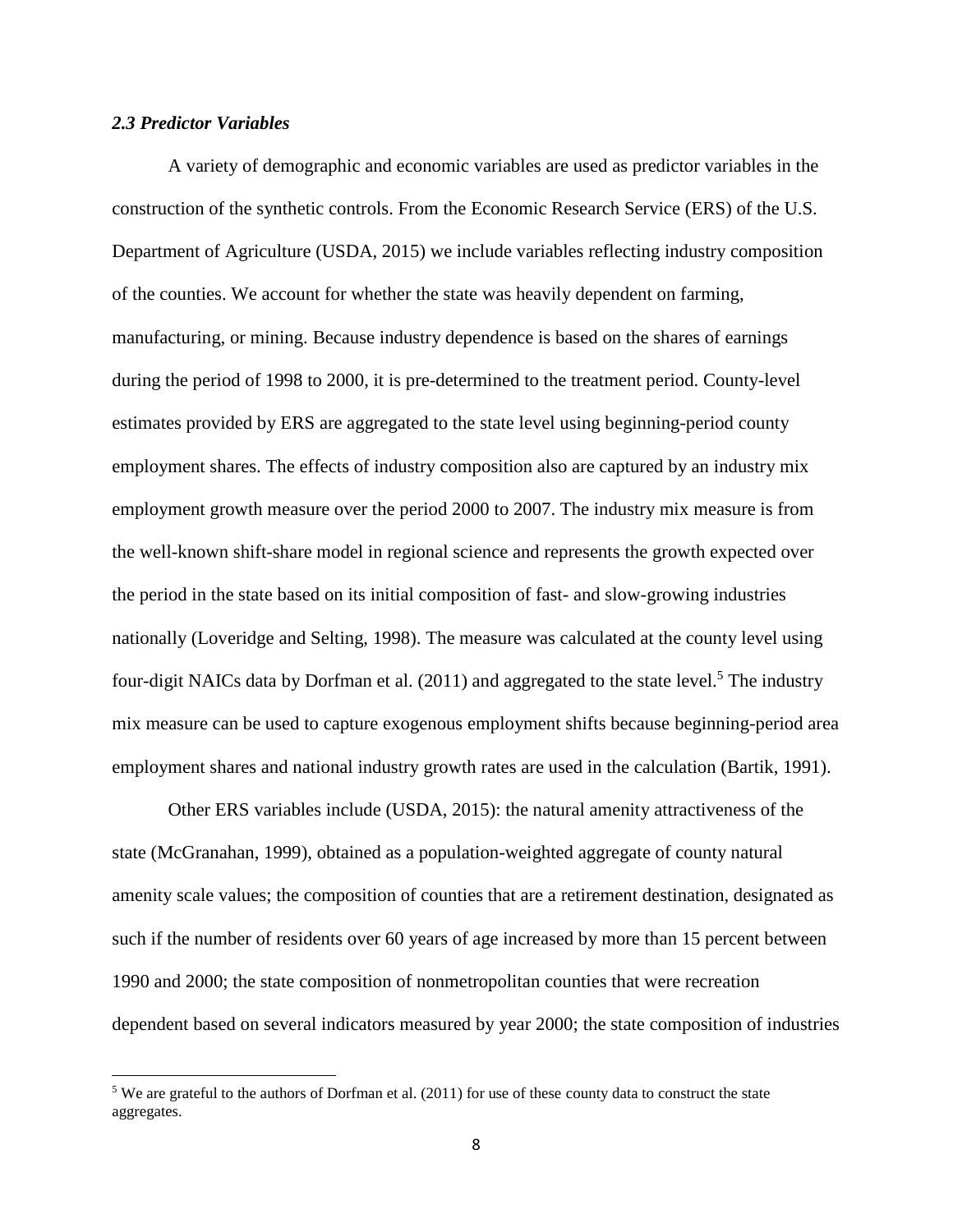### *2.3 Predictor Variables*

A variety of demographic and economic variables are used as predictor variables in the construction of the synthetic controls. From the Economic Research Service (ERS) of the U.S. Department of Agriculture (USDA, 2015) we include variables reflecting industry composition of the counties. We account for whether the state was heavily dependent on farming, manufacturing, or mining. Because industry dependence is based on the shares of earnings during the period of 1998 to 2000, it is pre-determined to the treatment period. County-level estimates provided by ERS are aggregated to the state level using beginning-period county employment shares. The effects of industry composition also are captured by an industry mix employment growth measure over the period 2000 to 2007. The industry mix measure is from the well-known shift-share model in regional science and represents the growth expected over the period in the state based on its initial composition of fast- and slow-growing industries nationally (Loveridge and Selting, 1998). The measure was calculated at the county level using four-digit NAICs data by Dorfman et al. (2011) and aggregated to the state level.[5] The industry mix measure can be used to capture exogenous employment shifts because beginning-period area employment shares and national industry growth rates are used in the calculation (Bartik, 1991).

Other ERS variables include (USDA, 2015): the natural amenity attractiveness of the state (McGranahan, 1999), obtained as a population-weighted aggregate of county natural amenity scale values; the composition of counties that are a retirement destination, designated as such if the number of residents over 60 years of age increased by more than 15 percent between 1990 and 2000; the state composition of nonmetropolitan counties that were recreation dependent based on several indicators measured by year 2000; the state composition of industries

[5] We are grateful to the authors of Dorfman et al. (2011) for use of these county data to construct the state aggregates.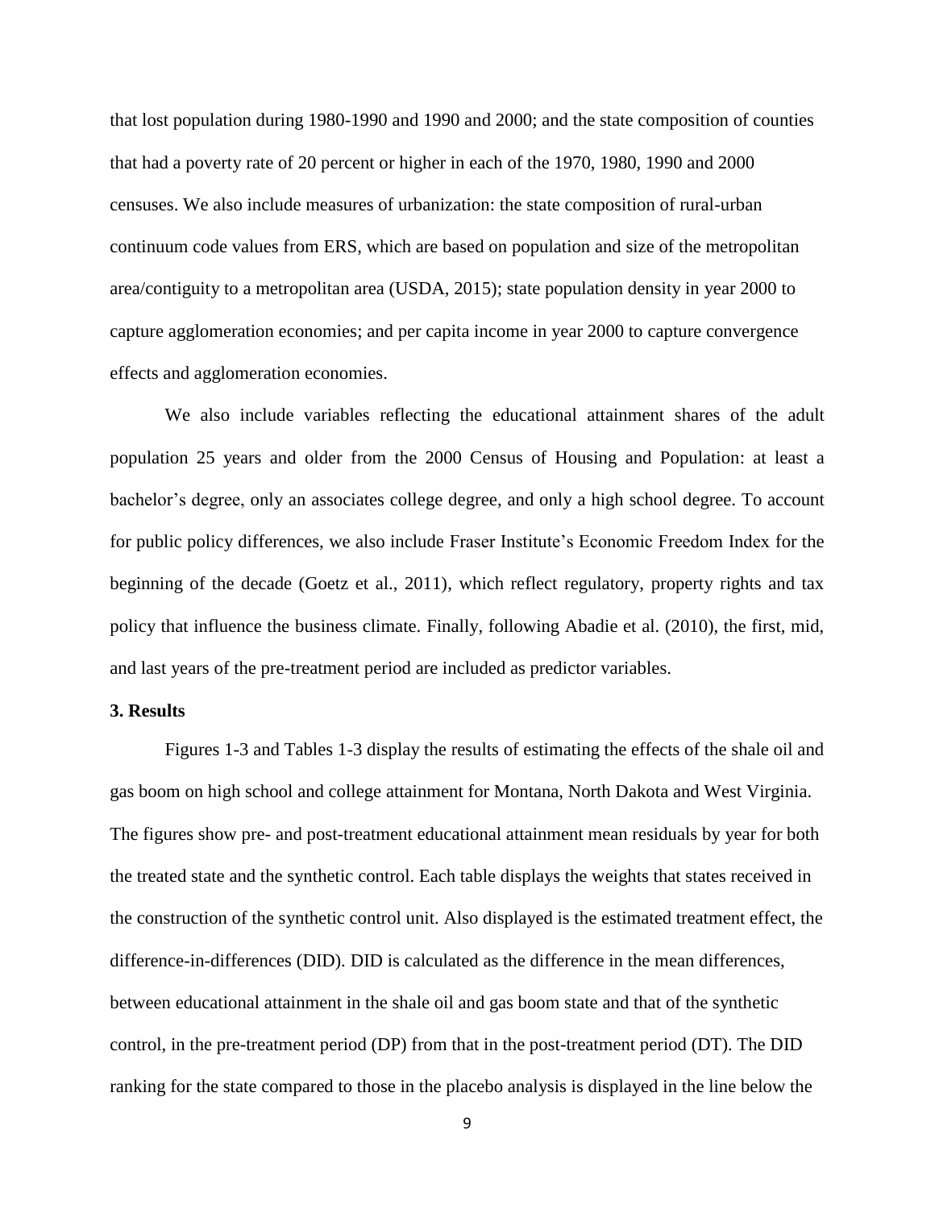that lost population during 1980-1990 and 1990 and 2000; and the state composition of counties that had a poverty rate of 20 percent or higher in each of the 1970, 1980, 1990 and 2000 censuses. We also include measures of urbanization: the state composition of rural-urban continuum code values from ERS, which are based on population and size of the metropolitan area/contiguity to a metropolitan area (USDA, 2015); state population density in year 2000 to capture agglomeration economies; and per capita income in year 2000 to capture convergence effects and agglomeration economies.

We also include variables reflecting the educational attainment shares of the adult population 25 years and older from the 2000 Census of Housing and Population: at least a bachelor's degree, only an associates college degree, and only a high school degree. To account for public policy differences, we also include Fraser Institute's Economic Freedom Index for the beginning of the decade (Goetz et al., 2011), which reflect regulatory, property rights and tax policy that influence the business climate. Finally, following Abadie et al. (2010), the first, mid, and last years of the pre-treatment period are included as predictor variables.

## 3. Results

Figures 1-3 and Tables 1-3 display the results of estimating the effects of the shale oil and gas boom on high school and college attainment for Montana, North Dakota and West Virginia. The figures show pre- and post-treatment educational attainment mean residuals by year for both the treated state and the synthetic control. Each table displays the weights that states received in the construction of the synthetic control unit. Also displayed is the estimated treatment effect, the difference-in-differences (DID). DID is calculated as the difference in the mean differences, between educational attainment in the shale oil and gas boom state and that of the synthetic control, in the pre-treatment period (DP) from that in the post-treatment period (DT). The DID ranking for the state compared to those in the placebo analysis is displayed in the line below the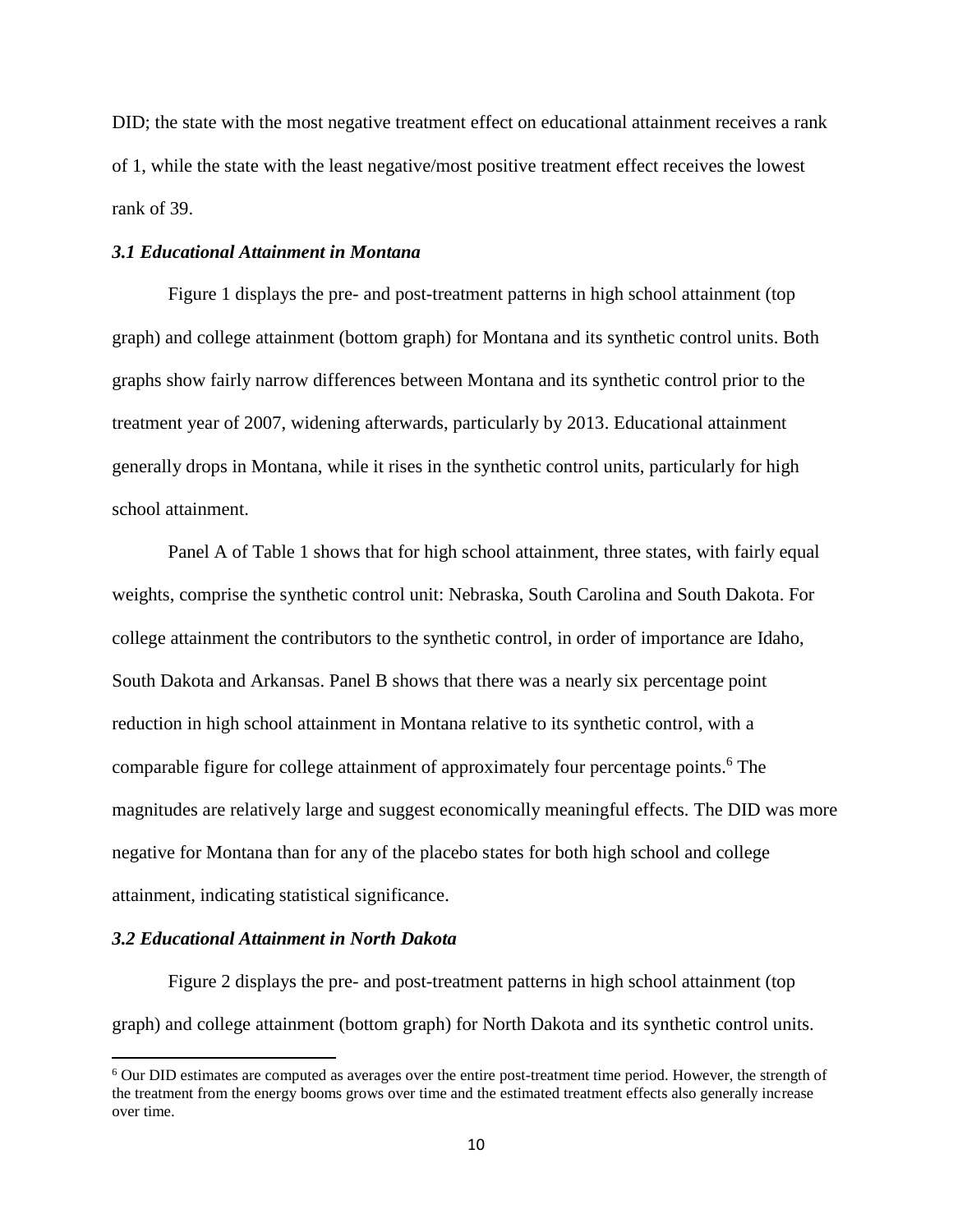DID; the state with the most negative treatment effect on educational attainment receives a rank of 1, while the state with the least negative/most positive treatment effect receives the lowest rank of 39.

### *3.1 Educational Attainment in Montana*

Figure 1 displays the pre- and post-treatment patterns in high school attainment (top graph) and college attainment (bottom graph) for Montana and its synthetic control units. Both graphs show fairly narrow differences between Montana and its synthetic control prior to the treatment year of 2007, widening afterwards, particularly by 2013. Educational attainment generally drops in Montana, while it rises in the synthetic control units, particularly for high school attainment.

Panel A of Table 1 shows that for high school attainment, three states, with fairly equal weights, comprise the synthetic control unit: Nebraska, South Carolina and South Dakota. For college attainment the contributors to the synthetic control, in order of importance are Idaho, South Dakota and Arkansas. Panel B shows that there was a nearly six percentage point reduction in high school attainment in Montana relative to its synthetic control, with a comparable figure for college attainment of approximately four percentage points.[6] The magnitudes are relatively large and suggest economically meaningful effects. The DID was more negative for Montana than for any of the placebo states for both high school and college attainment, indicating statistical significance.

### *3.2 Educational Attainment in North Dakota*

Figure 2 displays the pre- and post-treatment patterns in high school attainment (top graph) and college attainment (bottom graph) for North Dakota and its synthetic control units.

---

[6] Our DID estimates are computed as averages over the entire post-treatment time period. However, the strength of the treatment from the energy booms grows over time and the estimated treatment effects also generally increase over time.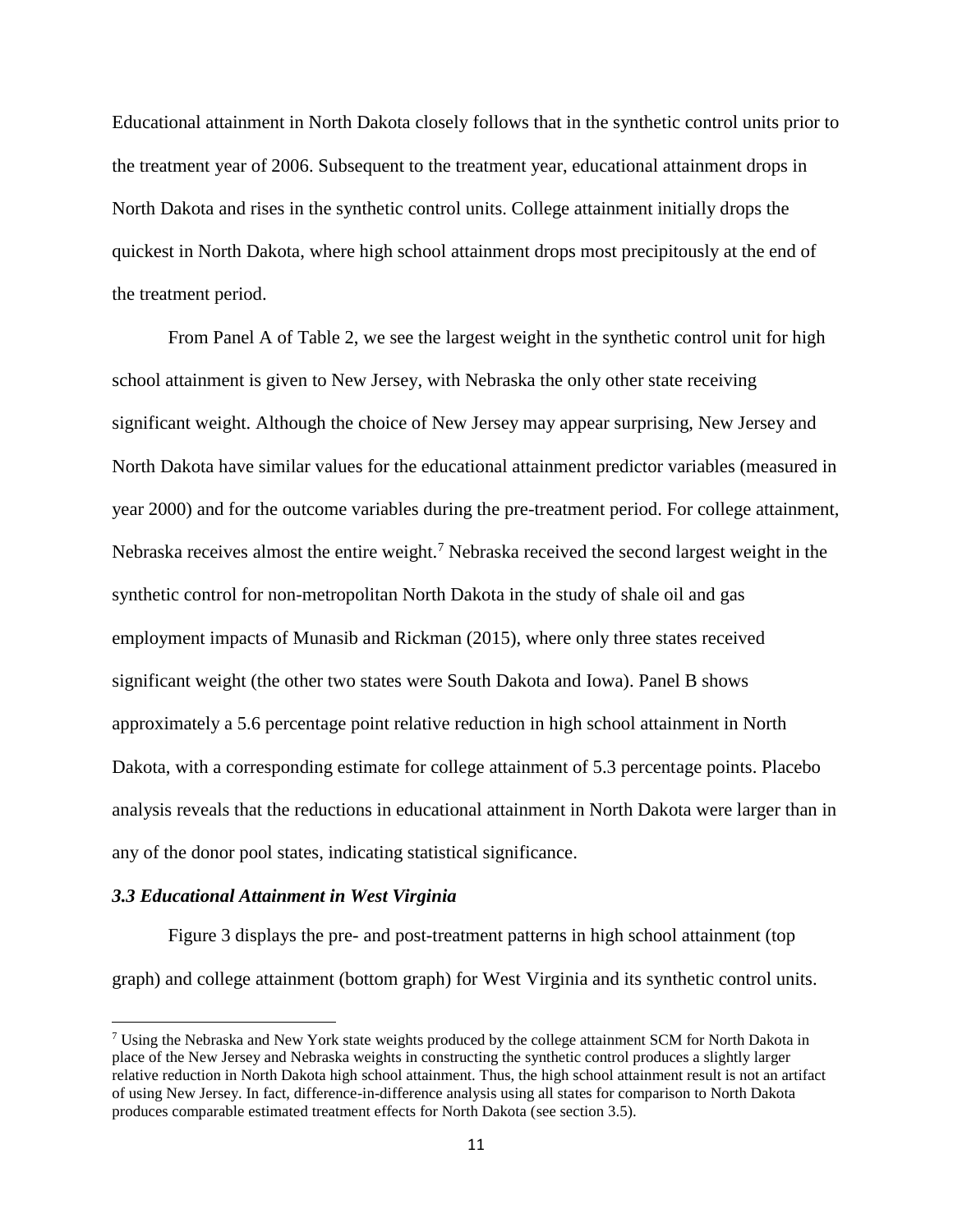Educational attainment in North Dakota closely follows that in the synthetic control units prior to the treatment year of 2006. Subsequent to the treatment year, educational attainment drops in North Dakota and rises in the synthetic control units. College attainment initially drops the quickest in North Dakota, where high school attainment drops most precipitously at the end of the treatment period.

From Panel A of Table 2, we see the largest weight in the synthetic control unit for high school attainment is given to New Jersey, with Nebraska the only other state receiving significant weight. Although the choice of New Jersey may appear surprising, New Jersey and North Dakota have similar values for the educational attainment predictor variables (measured in year 2000) and for the outcome variables during the pre-treatment period. For college attainment, Nebraska receives almost the entire weight.[7] Nebraska received the second largest weight in the synthetic control for non-metropolitan North Dakota in the study of shale oil and gas employment impacts of Munasib and Rickman (2015), where only three states received significant weight (the other two states were South Dakota and Iowa). Panel B shows approximately a 5.6 percentage point relative reduction in high school attainment in North Dakota, with a corresponding estimate for college attainment of 5.3 percentage points. Placebo analysis reveals that the reductions in educational attainment in North Dakota were larger than in any of the donor pool states, indicating statistical significance.

### *3.3 Educational Attainment in West Virginia*

Figure 3 displays the pre- and post-treatment patterns in high school attainment (top graph) and college attainment (bottom graph) for West Virginia and its synthetic control units.

---

[7] Using the Nebraska and New York state weights produced by the college attainment SCM for North Dakota in place of the New Jersey and Nebraska weights in constructing the synthetic control produces a slightly larger relative reduction in North Dakota high school attainment. Thus, the high school attainment result is not an artifact of using New Jersey. In fact, difference-in-difference analysis using all states for comparison to North Dakota produces comparable estimated treatment effects for North Dakota (see section 3.5).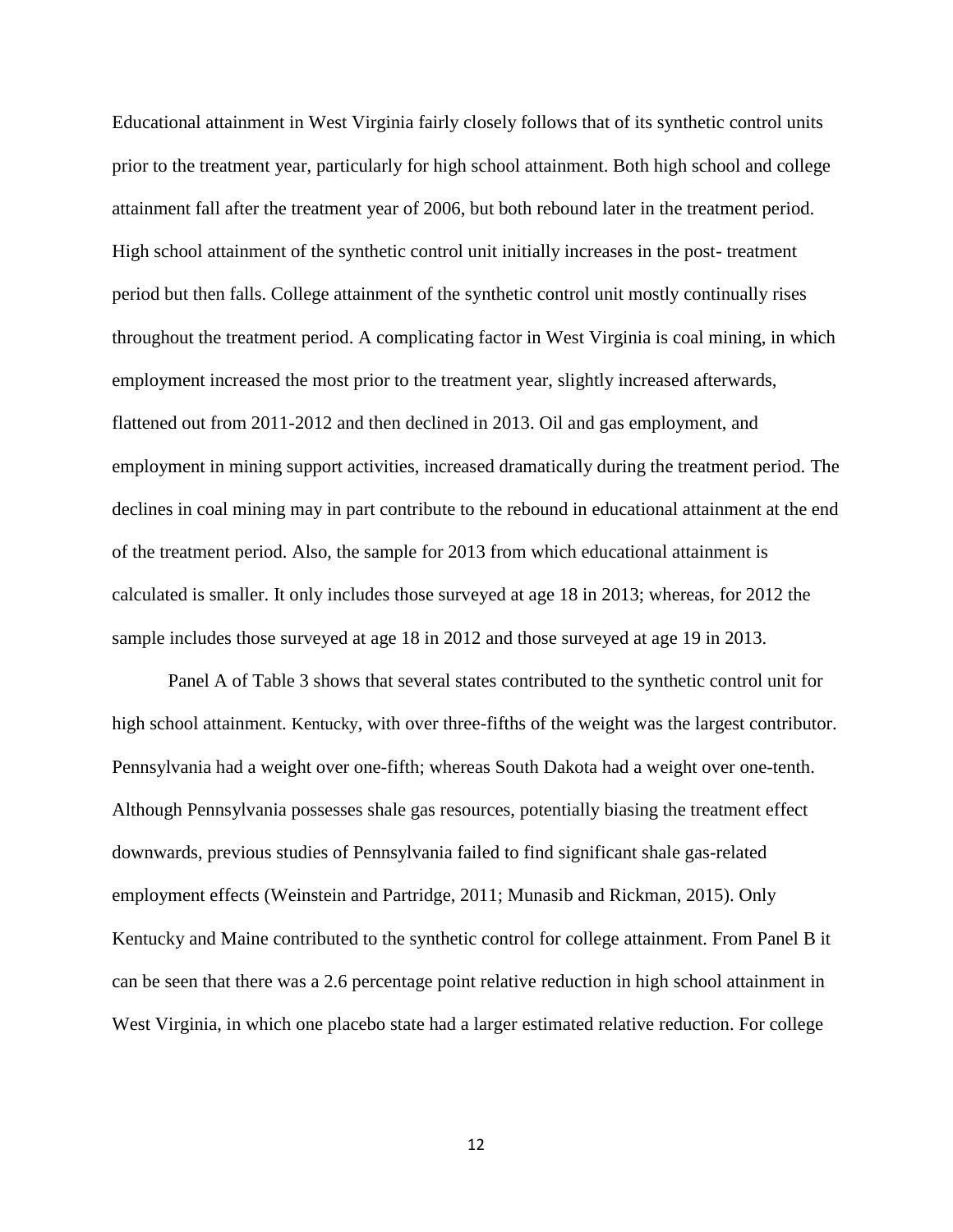Educational attainment in West Virginia fairly closely follows that of its synthetic control units prior to the treatment year, particularly for high school attainment. Both high school and college attainment fall after the treatment year of 2006, but both rebound later in the treatment period. High school attainment of the synthetic control unit initially increases in the post- treatment period but then falls. College attainment of the synthetic control unit mostly continually rises throughout the treatment period. A complicating factor in West Virginia is coal mining, in which employment increased the most prior to the treatment year, slightly increased afterwards, flattened out from 2011-2012 and then declined in 2013. Oil and gas employment, and employment in mining support activities, increased dramatically during the treatment period. The declines in coal mining may in part contribute to the rebound in educational attainment at the end of the treatment period. Also, the sample for 2013 from which educational attainment is calculated is smaller. It only includes those surveyed at age 18 in 2013; whereas, for 2012 the sample includes those surveyed at age 18 in 2012 and those surveyed at age 19 in 2013.

Panel A of Table 3 shows that several states contributed to the synthetic control unit for high school attainment. Kentucky, with over three-fifths of the weight was the largest contributor. Pennsylvania had a weight over one-fifth; whereas South Dakota had a weight over one-tenth. Although Pennsylvania possesses shale gas resources, potentially biasing the treatment effect downwards, previous studies of Pennsylvania failed to find significant shale gas-related employment effects (Weinstein and Partridge, 2011; Munasib and Rickman, 2015). Only Kentucky and Maine contributed to the synthetic control for college attainment. From Panel B it can be seen that there was a 2.6 percentage point relative reduction in high school attainment in West Virginia, in which one placebo state had a larger estimated relative reduction. For college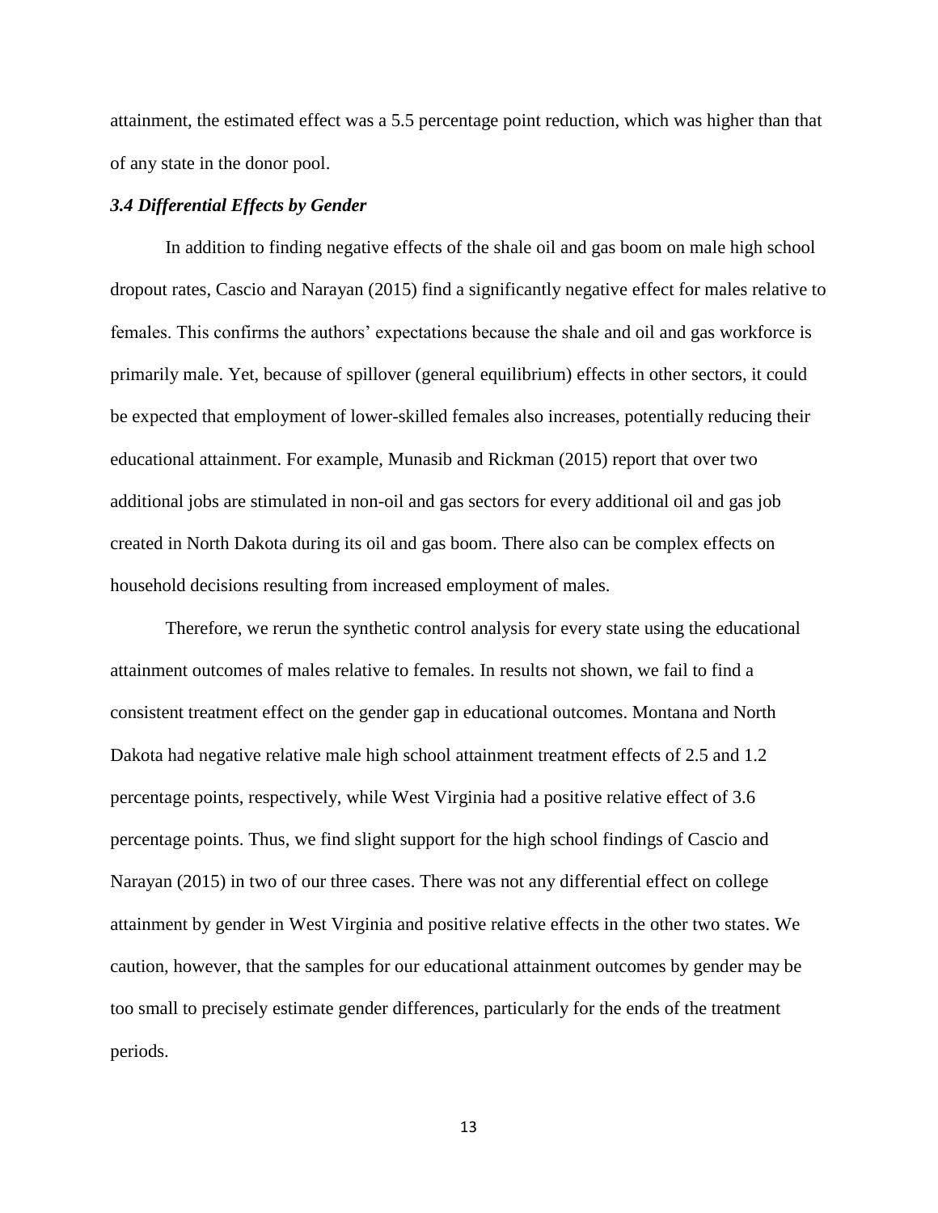attainment, the estimated effect was a 5.5 percentage point reduction, which was higher than that of any state in the donor pool.

### *3.4 Differential Effects by Gender*

In addition to finding negative effects of the shale oil and gas boom on male high school dropout rates, Cascio and Narayan (2015) find a significantly negative effect for males relative to females. This confirms the authors' expectations because the shale and oil and gas workforce is primarily male. Yet, because of spillover (general equilibrium) effects in other sectors, it could be expected that employment of lower-skilled females also increases, potentially reducing their educational attainment. For example, Munasib and Rickman (2015) report that over two additional jobs are stimulated in non-oil and gas sectors for every additional oil and gas job created in North Dakota during its oil and gas boom. There also can be complex effects on household decisions resulting from increased employment of males.

Therefore, we rerun the synthetic control analysis for every state using the educational attainment outcomes of males relative to females. In results not shown, we fail to find a consistent treatment effect on the gender gap in educational outcomes. Montana and North Dakota had negative relative male high school attainment treatment effects of 2.5 and 1.2 percentage points, respectively, while West Virginia had a positive relative effect of 3.6 percentage points. Thus, we find slight support for the high school findings of Cascio and Narayan (2015) in two of our three cases. There was not any differential effect on college attainment by gender in West Virginia and positive relative effects in the other two states. We caution, however, that the samples for our educational attainment outcomes by gender may be too small to precisely estimate gender differences, particularly for the ends of the treatment periods.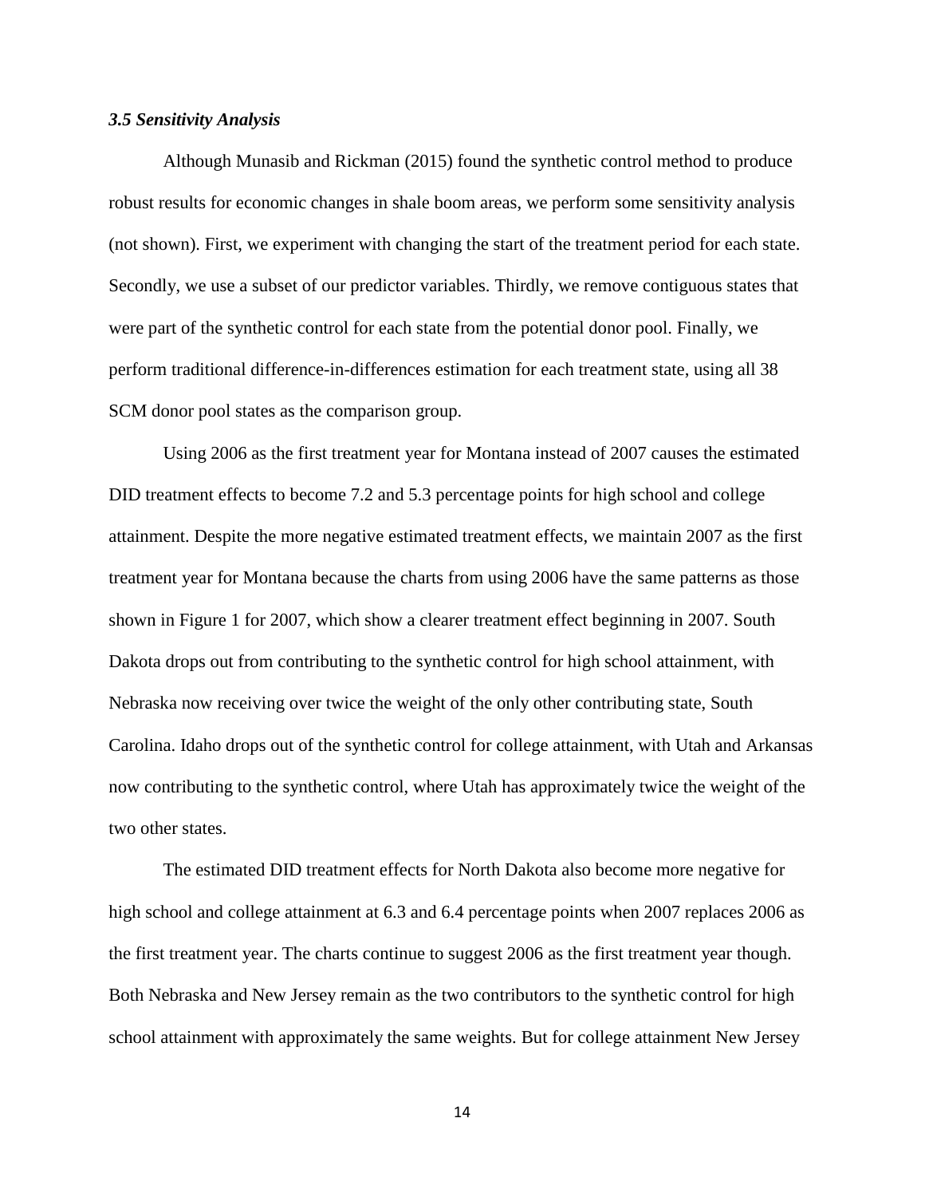### *3.5 Sensitivity Analysis*

Although Munasib and Rickman (2015) found the synthetic control method to produce robust results for economic changes in shale boom areas, we perform some sensitivity analysis (not shown). First, we experiment with changing the start of the treatment period for each state. Secondly, we use a subset of our predictor variables. Thirdly, we remove contiguous states that were part of the synthetic control for each state from the potential donor pool. Finally, we perform traditional difference-in-differences estimation for each treatment state, using all 38 SCM donor pool states as the comparison group.

Using 2006 as the first treatment year for Montana instead of 2007 causes the estimated DID treatment effects to become 7.2 and 5.3 percentage points for high school and college attainment. Despite the more negative estimated treatment effects, we maintain 2007 as the first treatment year for Montana because the charts from using 2006 have the same patterns as those shown in Figure 1 for 2007, which show a clearer treatment effect beginning in 2007. South Dakota drops out from contributing to the synthetic control for high school attainment, with Nebraska now receiving over twice the weight of the only other contributing state, South Carolina. Idaho drops out of the synthetic control for college attainment, with Utah and Arkansas now contributing to the synthetic control, where Utah has approximately twice the weight of the two other states.

The estimated DID treatment effects for North Dakota also become more negative for high school and college attainment at 6.3 and 6.4 percentage points when 2007 replaces 2006 as the first treatment year. The charts continue to suggest 2006 as the first treatment year though. Both Nebraska and New Jersey remain as the two contributors to the synthetic control for high school attainment with approximately the same weights. But for college attainment New Jersey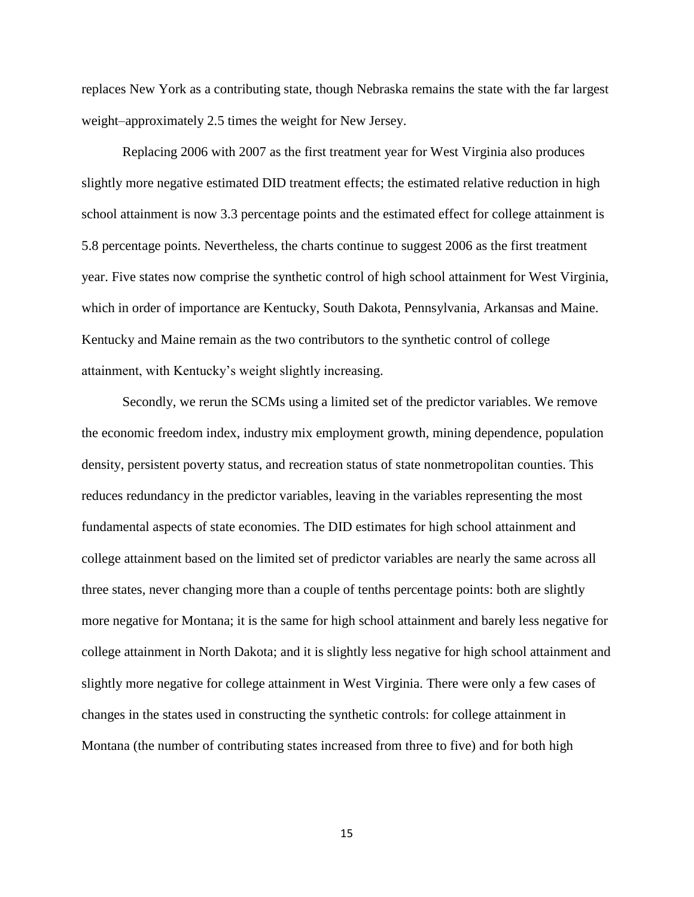replaces New York as a contributing state, though Nebraska remains the state with the far largest weight–approximately 2.5 times the weight for New Jersey.

Replacing 2006 with 2007 as the first treatment year for West Virginia also produces slightly more negative estimated DID treatment effects; the estimated relative reduction in high school attainment is now 3.3 percentage points and the estimated effect for college attainment is 5.8 percentage points. Nevertheless, the charts continue to suggest 2006 as the first treatment year. Five states now comprise the synthetic control of high school attainment for West Virginia, which in order of importance are Kentucky, South Dakota, Pennsylvania, Arkansas and Maine. Kentucky and Maine remain as the two contributors to the synthetic control of college attainment, with Kentucky's weight slightly increasing.

Secondly, we rerun the SCMs using a limited set of the predictor variables. We remove the economic freedom index, industry mix employment growth, mining dependence, population density, persistent poverty status, and recreation status of state nonmetropolitan counties. This reduces redundancy in the predictor variables, leaving in the variables representing the most fundamental aspects of state economies. The DID estimates for high school attainment and college attainment based on the limited set of predictor variables are nearly the same across all three states, never changing more than a couple of tenths percentage points: both are slightly more negative for Montana; it is the same for high school attainment and barely less negative for college attainment in North Dakota; and it is slightly less negative for high school attainment and slightly more negative for college attainment in West Virginia. There were only a few cases of changes in the states used in constructing the synthetic controls: for college attainment in Montana (the number of contributing states increased from three to five) and for both high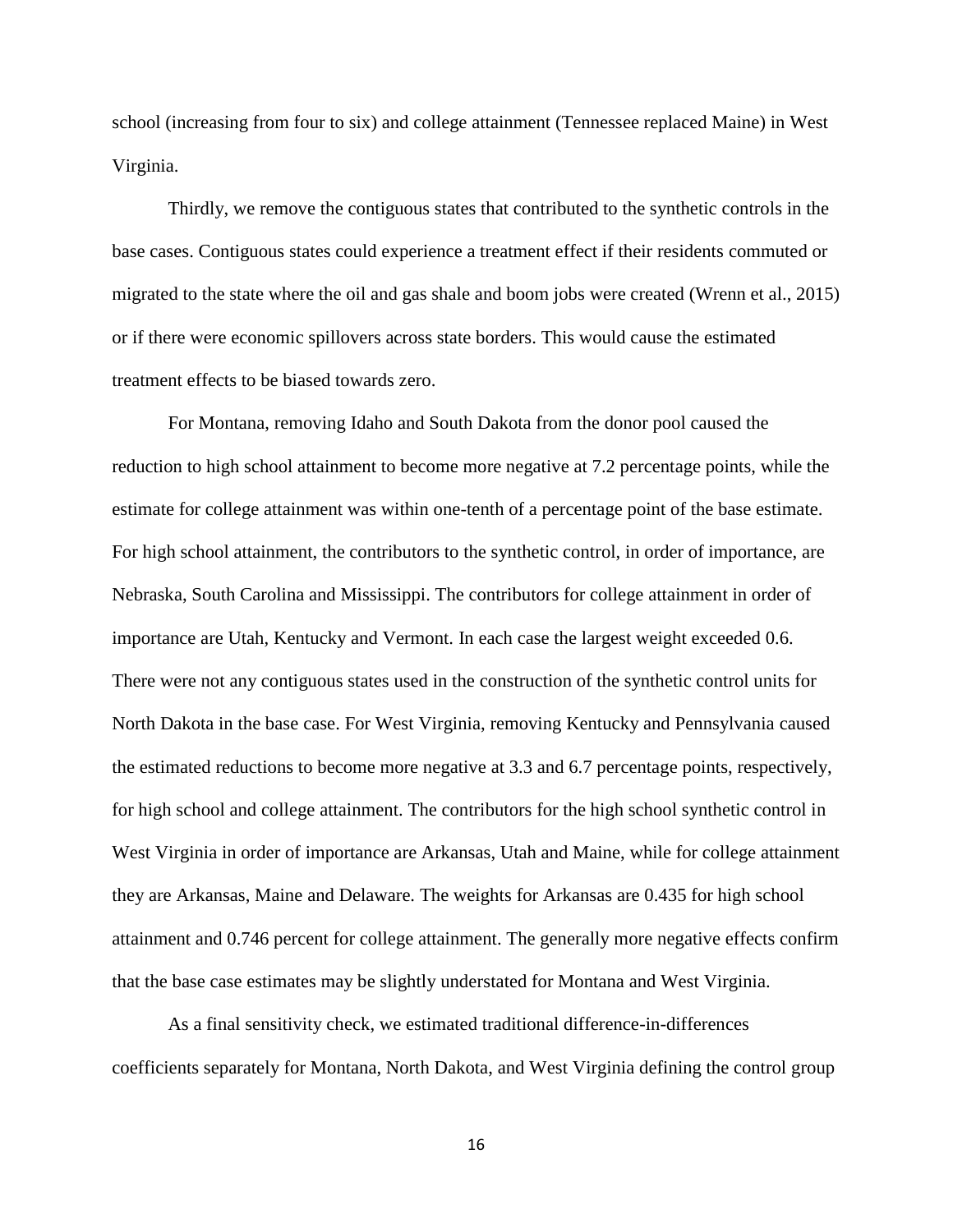school (increasing from four to six) and college attainment (Tennessee replaced Maine) in West Virginia.

Thirdly, we remove the contiguous states that contributed to the synthetic controls in the base cases. Contiguous states could experience a treatment effect if their residents commuted or migrated to the state where the oil and gas shale and boom jobs were created (Wrenn et al., 2015) or if there were economic spillovers across state borders. This would cause the estimated treatment effects to be biased towards zero.

For Montana, removing Idaho and South Dakota from the donor pool caused the reduction to high school attainment to become more negative at 7.2 percentage points, while the estimate for college attainment was within one-tenth of a percentage point of the base estimate. For high school attainment, the contributors to the synthetic control, in order of importance, are Nebraska, South Carolina and Mississippi. The contributors for college attainment in order of importance are Utah, Kentucky and Vermont. In each case the largest weight exceeded 0.6. There were not any contiguous states used in the construction of the synthetic control units for North Dakota in the base case. For West Virginia, removing Kentucky and Pennsylvania caused the estimated reductions to become more negative at 3.3 and 6.7 percentage points, respectively, for high school and college attainment. The contributors for the high school synthetic control in West Virginia in order of importance are Arkansas, Utah and Maine, while for college attainment they are Arkansas, Maine and Delaware. The weights for Arkansas are 0.435 for high school attainment and 0.746 percent for college attainment. The generally more negative effects confirm that the base case estimates may be slightly understated for Montana and West Virginia.

As a final sensitivity check, we estimated traditional difference-in-differences coefficients separately for Montana, North Dakota, and West Virginia defining the control group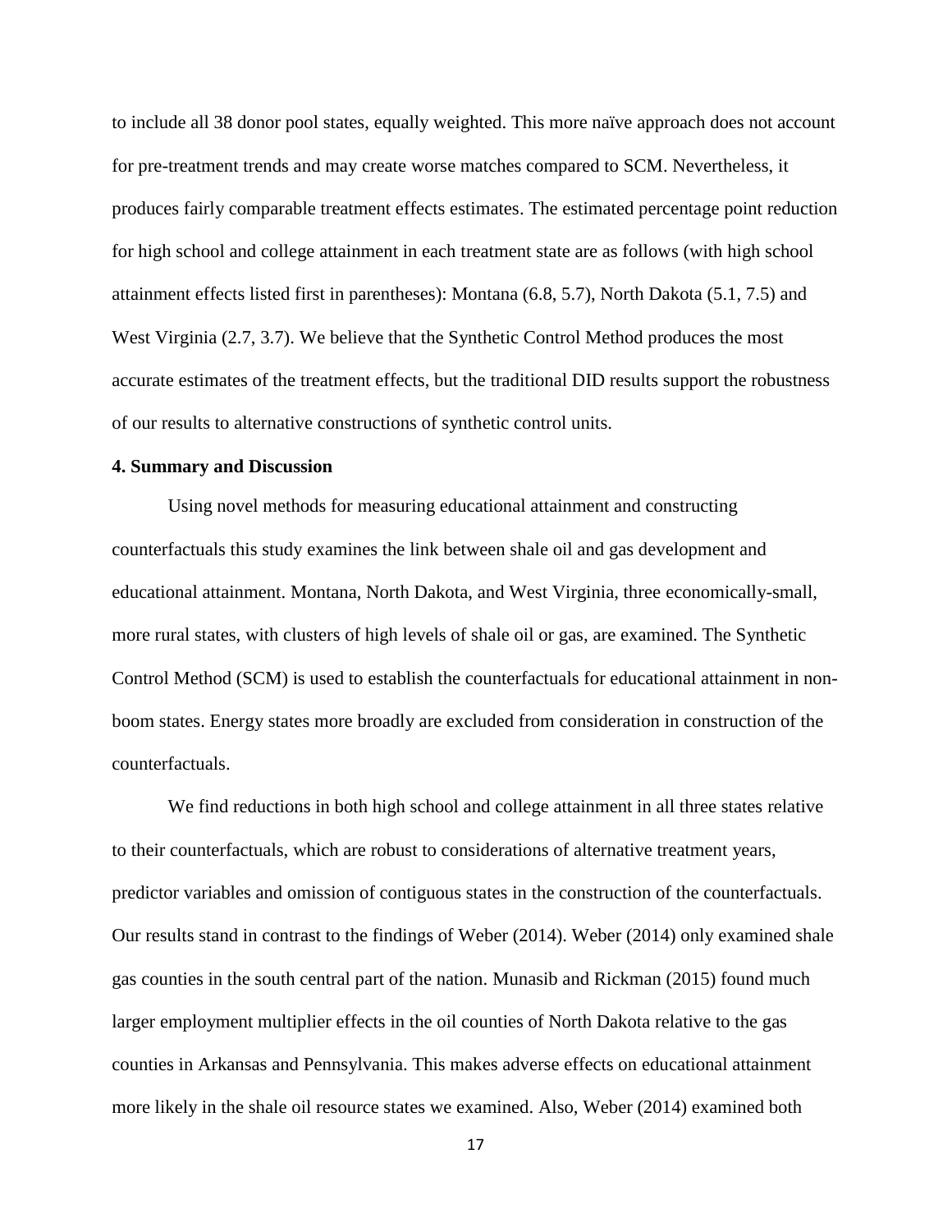to include all 38 donor pool states, equally weighted. This more naïve approach does not account for pre-treatment trends and may create worse matches compared to SCM. Nevertheless, it produces fairly comparable treatment effects estimates. The estimated percentage point reduction for high school and college attainment in each treatment state are as follows (with high school attainment effects listed first in parentheses): Montana (6.8, 5.7), North Dakota (5.1, 7.5) and West Virginia (2.7, 3.7). We believe that the Synthetic Control Method produces the most accurate estimates of the treatment effects, but the traditional DID results support the robustness of our results to alternative constructions of synthetic control units.

**4. Summary and Discussion**

Using novel methods for measuring educational attainment and constructing counterfactuals this study examines the link between shale oil and gas development and educational attainment. Montana, North Dakota, and West Virginia, three economically-small, more rural states, with clusters of high levels of shale oil or gas, are examined. The Synthetic Control Method (SCM) is used to establish the counterfactuals for educational attainment in non-boom states. Energy states more broadly are excluded from consideration in construction of the counterfactuals.

We find reductions in both high school and college attainment in all three states relative to their counterfactuals, which are robust to considerations of alternative treatment years, predictor variables and omission of contiguous states in the construction of the counterfactuals. Our results stand in contrast to the findings of Weber (2014). Weber (2014) only examined shale gas counties in the south central part of the nation. Munasib and Rickman (2015) found much larger employment multiplier effects in the oil counties of North Dakota relative to the gas counties in Arkansas and Pennsylvania. This makes adverse effects on educational attainment more likely in the shale oil resource states we examined. Also, Weber (2014) examined both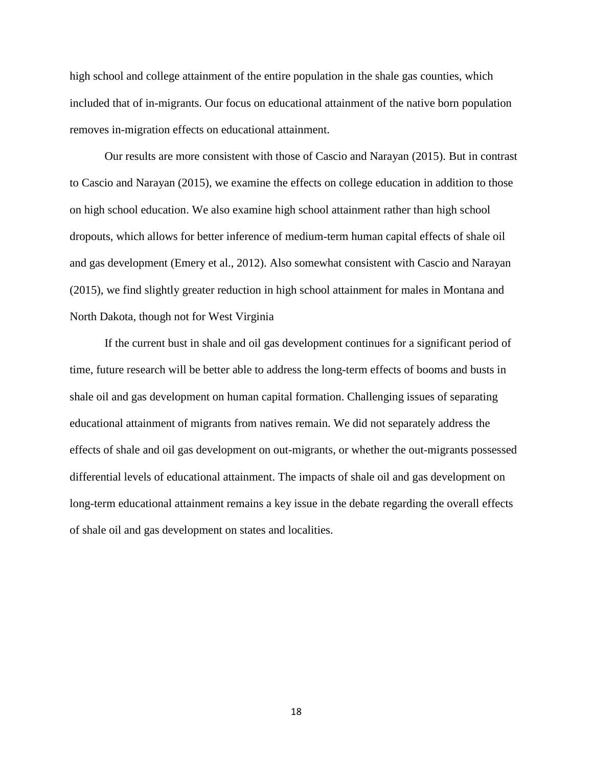high school and college attainment of the entire population in the shale gas counties, which included that of in-migrants. Our focus on educational attainment of the native born population removes in-migration effects on educational attainment.

Our results are more consistent with those of Cascio and Narayan (2015). But in contrast to Cascio and Narayan (2015), we examine the effects on college education in addition to those on high school education. We also examine high school attainment rather than high school dropouts, which allows for better inference of medium-term human capital effects of shale oil and gas development (Emery et al., 2012). Also somewhat consistent with Cascio and Narayan (2015), we find slightly greater reduction in high school attainment for males in Montana and North Dakota, though not for West Virginia

If the current bust in shale and oil gas development continues for a significant period of time, future research will be better able to address the long-term effects of booms and busts in shale oil and gas development on human capital formation. Challenging issues of separating educational attainment of migrants from natives remain. We did not separately address the effects of shale and oil gas development on out-migrants, or whether the out-migrants possessed differential levels of educational attainment. The impacts of shale oil and gas development on long-term educational attainment remains a key issue in the debate regarding the overall effects of shale oil and gas development on states and localities.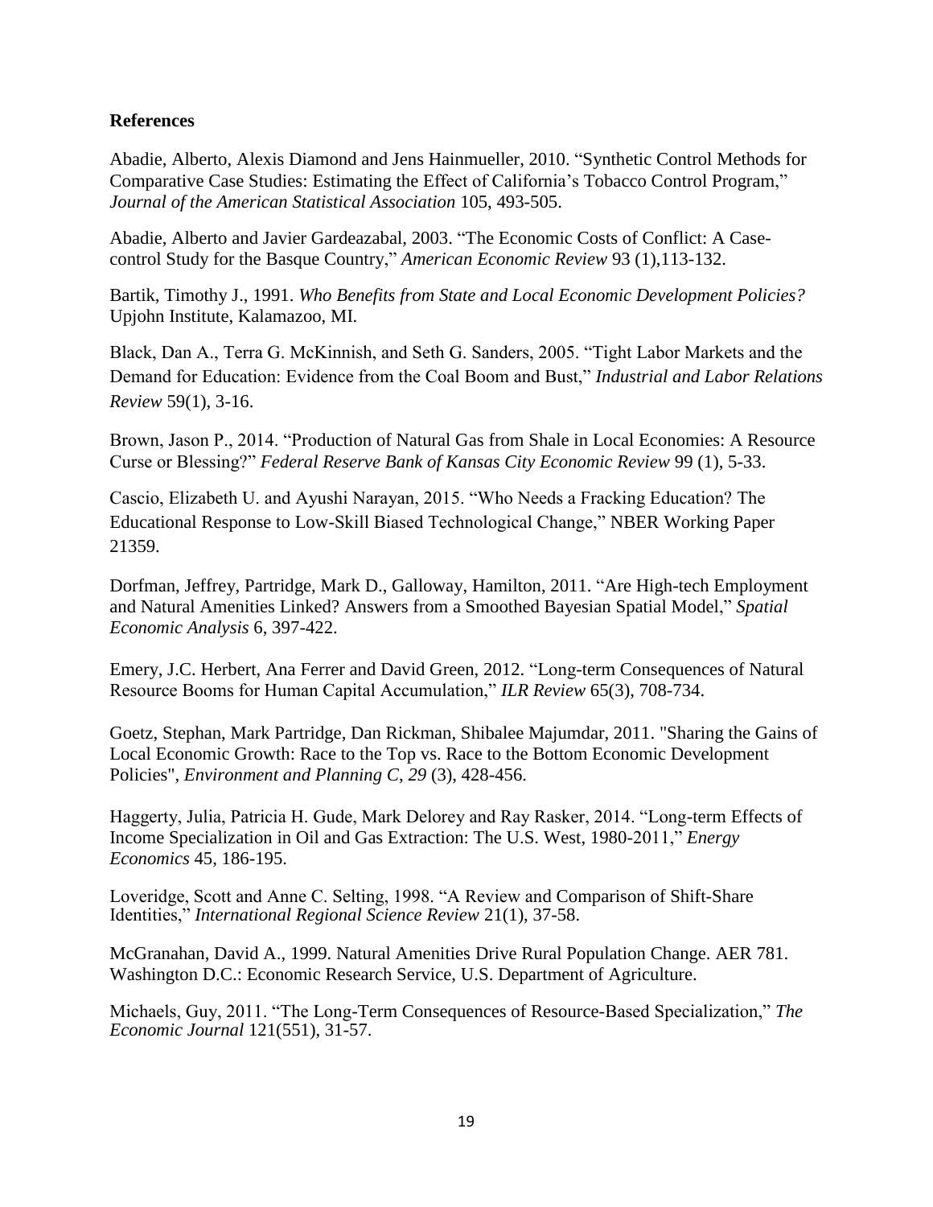**References**

Abadie, Alberto, Alexis Diamond and Jens Hainmueller, 2010. "Synthetic Control Methods for Comparative Case Studies: Estimating the Effect of California's Tobacco Control Program," *Journal of the American Statistical Association* 105, 493-505.

Abadie, Alberto and Javier Gardeazabal, 2003. "The Economic Costs of Conflict: A Case-control Study for the Basque Country," *American Economic Review* 93 (1),113-132.

Bartik, Timothy J., 1991. *Who Benefits from State and Local Economic Development Policies?* Upjohn Institute, Kalamazoo, MI.

Black, Dan A., Terra G. McKinnish, and Seth G. Sanders, 2005. "Tight Labor Markets and the Demand for Education: Evidence from the Coal Boom and Bust," *Industrial and Labor Relations Review* 59(1), 3-16.

Brown, Jason P., 2014. "Production of Natural Gas from Shale in Local Economies: A Resource Curse or Blessing?" *Federal Reserve Bank of Kansas City Economic Review* 99 (1), 5-33.

Cascio, Elizabeth U. and Ayushi Narayan, 2015. "Who Needs a Fracking Education? The Educational Response to Low-Skill Biased Technological Change," NBER Working Paper 21359.

Dorfman, Jeffrey, Partridge, Mark D., Galloway, Hamilton, 2011. "Are High-tech Employment and Natural Amenities Linked? Answers from a Smoothed Bayesian Spatial Model," *Spatial Economic Analysis* 6, 397-422.

Emery, J.C. Herbert, Ana Ferrer and David Green, 2012. "Long-term Consequences of Natural Resource Booms for Human Capital Accumulation," *ILR Review* 65(3), 708-734.

Goetz, Stephan, Mark Partridge, Dan Rickman, Shibalee Majumdar, 2011. "Sharing the Gains of Local Economic Growth: Race to the Top vs. Race to the Bottom Economic Development Policies", *Environment and Planning C*, *29* (3), 428-456.

Haggerty, Julia, Patricia H. Gude, Mark Delorey and Ray Rasker, 2014. "Long-term Effects of Income Specialization in Oil and Gas Extraction: The U.S. West, 1980-2011," *Energy Economics* 45, 186-195.

Loveridge, Scott and Anne C. Selting, 1998. "A Review and Comparison of Shift-Share Identities," *International Regional Science Review* 21(1), 37-58.

McGranahan, David A., 1999. Natural Amenities Drive Rural Population Change. AER 781. Washington D.C.: Economic Research Service, U.S. Department of Agriculture.

Michaels, Guy, 2011. "The Long-Term Consequences of Resource-Based Specialization," *The Economic Journal* 121(551), 31-57.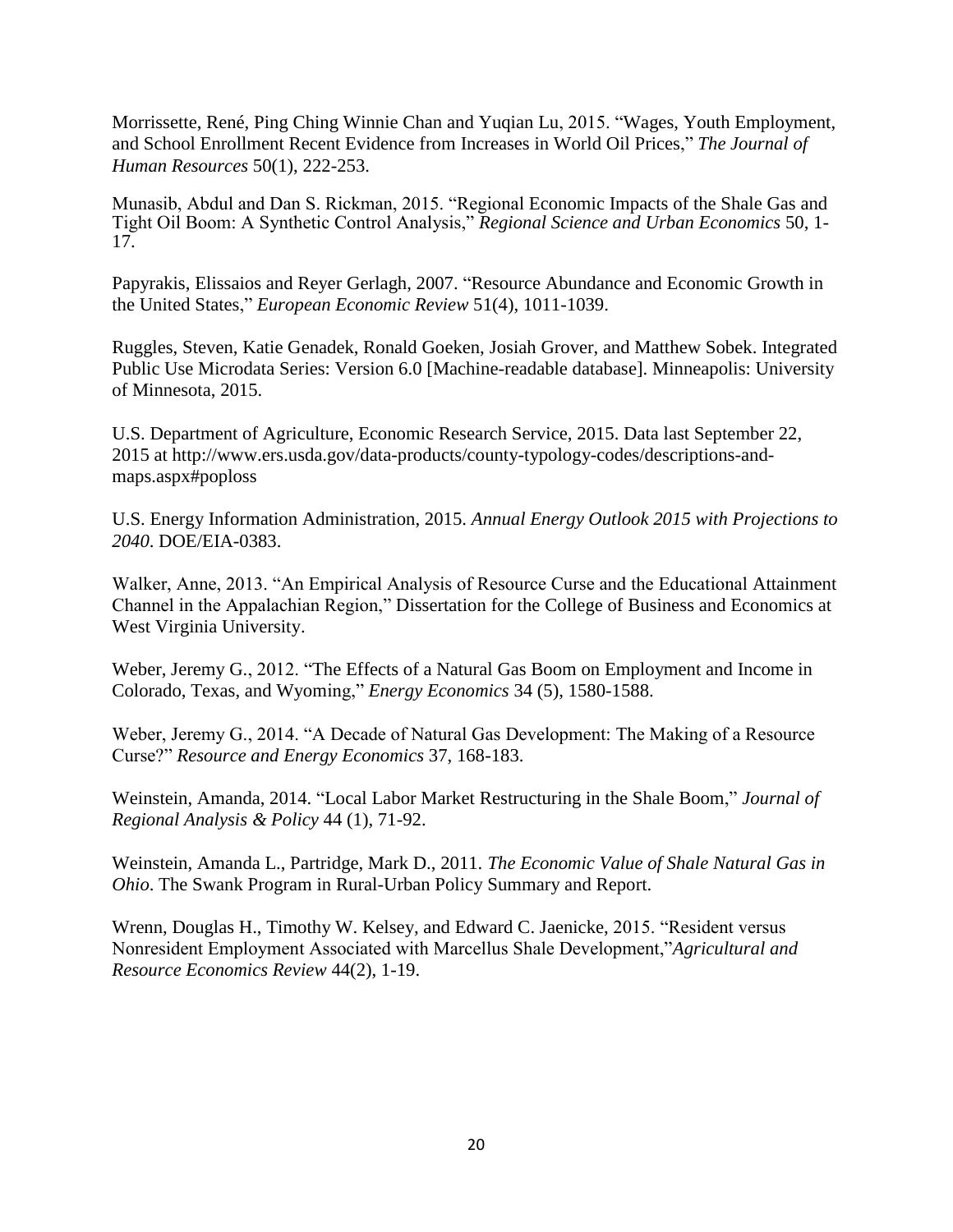Morrissette, René, Ping Ching Winnie Chan and Yuqian Lu, 2015. "Wages, Youth Employment, and School Enrollment Recent Evidence from Increases in World Oil Prices," *The Journal of Human Resources* 50(1), 222-253.

Munasib, Abdul and Dan S. Rickman, 2015. "Regional Economic Impacts of the Shale Gas and Tight Oil Boom: A Synthetic Control Analysis," *Regional Science and Urban Economics* 50, 1-17.

Papyrakis, Elissaios and Reyer Gerlagh, 2007. "Resource Abundance and Economic Growth in the United States," *European Economic Review* 51(4), 1011-1039.

Ruggles, Steven, Katie Genadek, Ronald Goeken, Josiah Grover, and Matthew Sobek. Integrated Public Use Microdata Series: Version 6.0 [Machine-readable database]. Minneapolis: University of Minnesota, 2015.

U.S. Department of Agriculture, Economic Research Service, 2015. Data last September 22, 2015 at http://www.ers.usda.gov/data-products/county-typology-codes/descriptions-and-maps.aspx#poploss

U.S. Energy Information Administration, 2015. *Annual Energy Outlook 2015 with Projections to 2040*. DOE/EIA-0383.

Walker, Anne, 2013. "An Empirical Analysis of Resource Curse and the Educational Attainment Channel in the Appalachian Region," Dissertation for the College of Business and Economics at West Virginia University.

Weber, Jeremy G., 2012. "The Effects of a Natural Gas Boom on Employment and Income in Colorado, Texas, and Wyoming," *Energy Economics* 34 (5), 1580-1588.

Weber, Jeremy G., 2014. "A Decade of Natural Gas Development: The Making of a Resource Curse?" *Resource and Energy Economics* 37, 168-183.

Weinstein, Amanda, 2014. "Local Labor Market Restructuring in the Shale Boom," *Journal of Regional Analysis & Policy* 44 (1), 71-92.

Weinstein, Amanda L., Partridge, Mark D., 2011. *The Economic Value of Shale Natural Gas in Ohio*. The Swank Program in Rural-Urban Policy Summary and Report.

Wrenn, Douglas H., Timothy W. Kelsey, and Edward C. Jaenicke, 2015. "Resident versus Nonresident Employment Associated with Marcellus Shale Development,"*Agricultural and Resource Economics Review* 44(2), 1-19.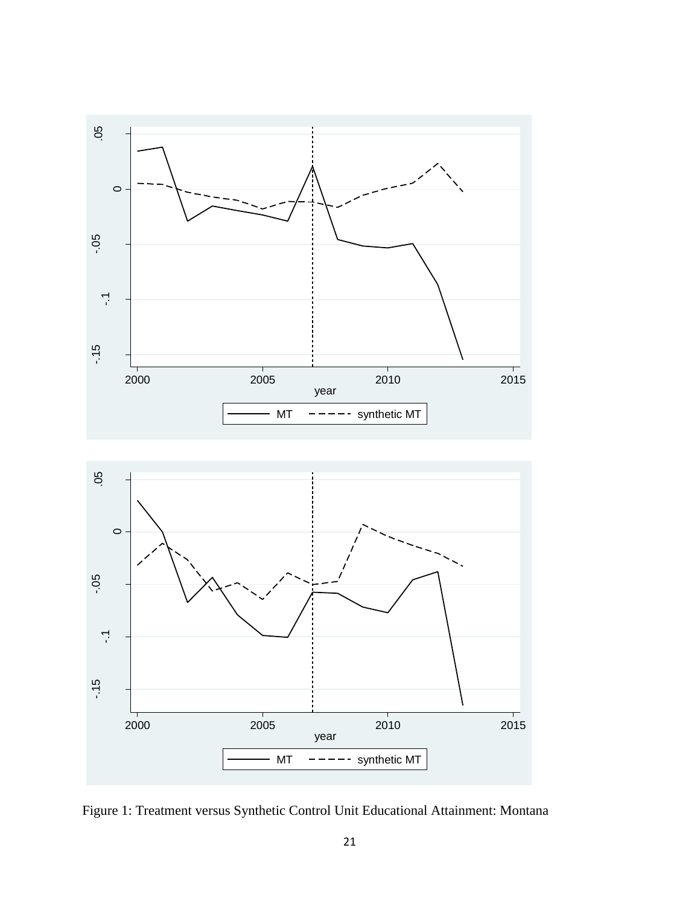Figure 1: Treatment versus Synthetic Control Unit Educational Attainment: Montana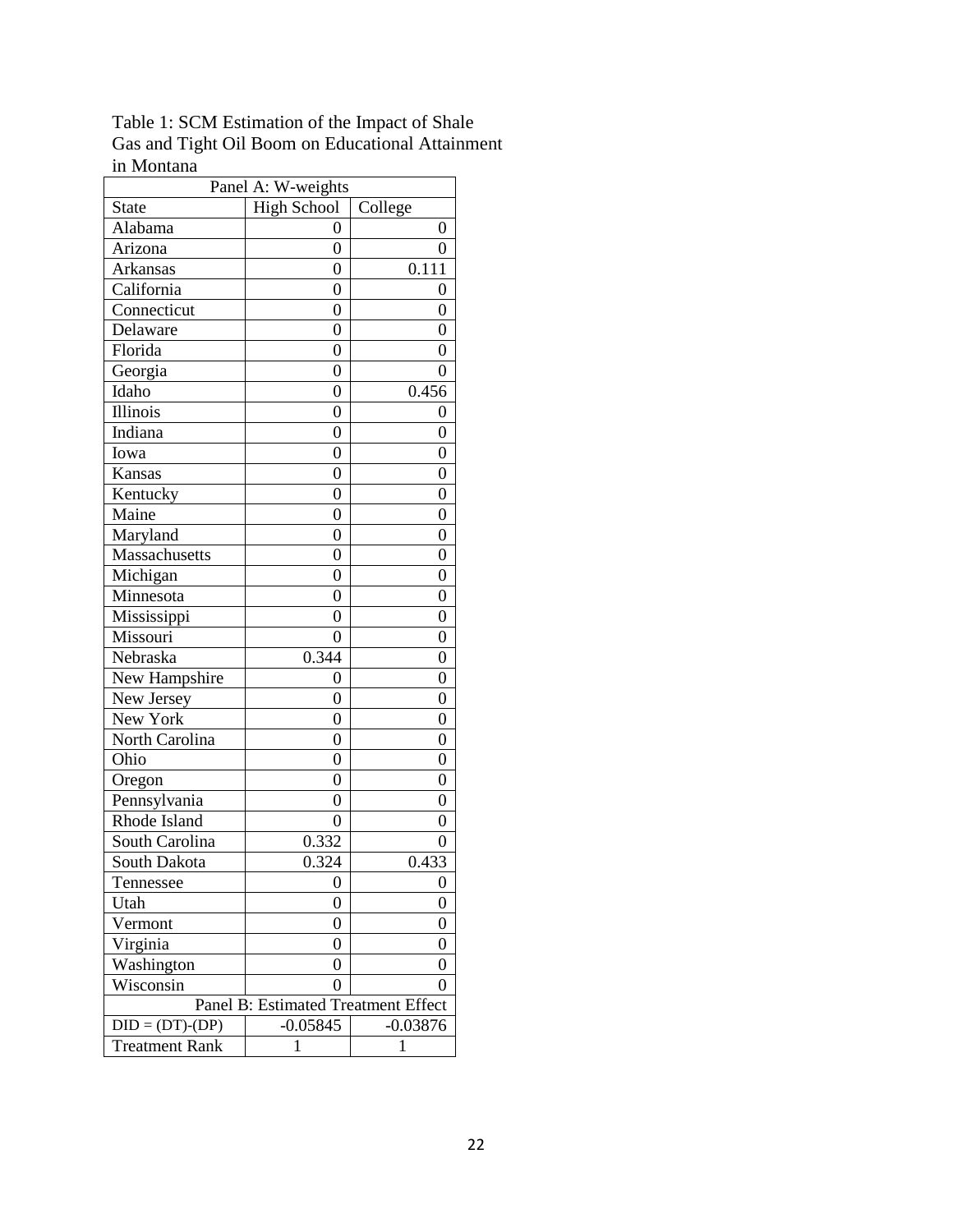Table 1: SCM Estimation of the Impact of Shale Gas and Tight Oil Boom on Educational Attainment in Montana

| Panel A: W-weights | | |
|---|---|---|
| State | High School | College |
| Alabama | 0 | 0 |
| Arizona | 0 | 0 |
| Arkansas | 0 | 0.111 |
| California | 0 | 0 |
| Connecticut | 0 | 0 |
| Delaware | 0 | 0 |
| Florida | 0 | 0 |
| Georgia | 0 | 0 |
| Idaho | 0 | 0.456 |
| Illinois | 0 | 0 |
| Indiana | 0 | 0 |
| Iowa | 0 | 0 |
| Kansas | 0 | 0 |
| Kentucky | 0 | 0 |
| Maine | 0 | 0 |
| Maryland | 0 | 0 |
| Massachusetts | 0 | 0 |
| Michigan | 0 | 0 |
| Minnesota | 0 | 0 |
| Mississippi | 0 | 0 |
| Missouri | 0 | 0 |
| Nebraska | 0.344 | 0 |
| New Hampshire | 0 | 0 |
| New Jersey | 0 | 0 |
| New York | 0 | 0 |
| North Carolina | 0 | 0 |
| Ohio | 0 | 0 |
| Oregon | 0 | 0 |
| Pennsylvania | 0 | 0 |
| Rhode Island | 0 | 0 |
| South Carolina | 0.332 | 0 |
| South Dakota | 0.324 | 0.433 |
| Tennessee | 0 | 0 |
| Utah | 0 | 0 |
| Vermont | 0 | 0 |
| Virginia | 0 | 0 |
| Washington | 0 | 0 |
| Wisconsin | 0 | 0 |
| Panel B: Estimated Treatment Effect | | |
| DID = (DT)-(DP) | -0.05845 | -0.03876 |
| Treatment Rank | 1 | 1 |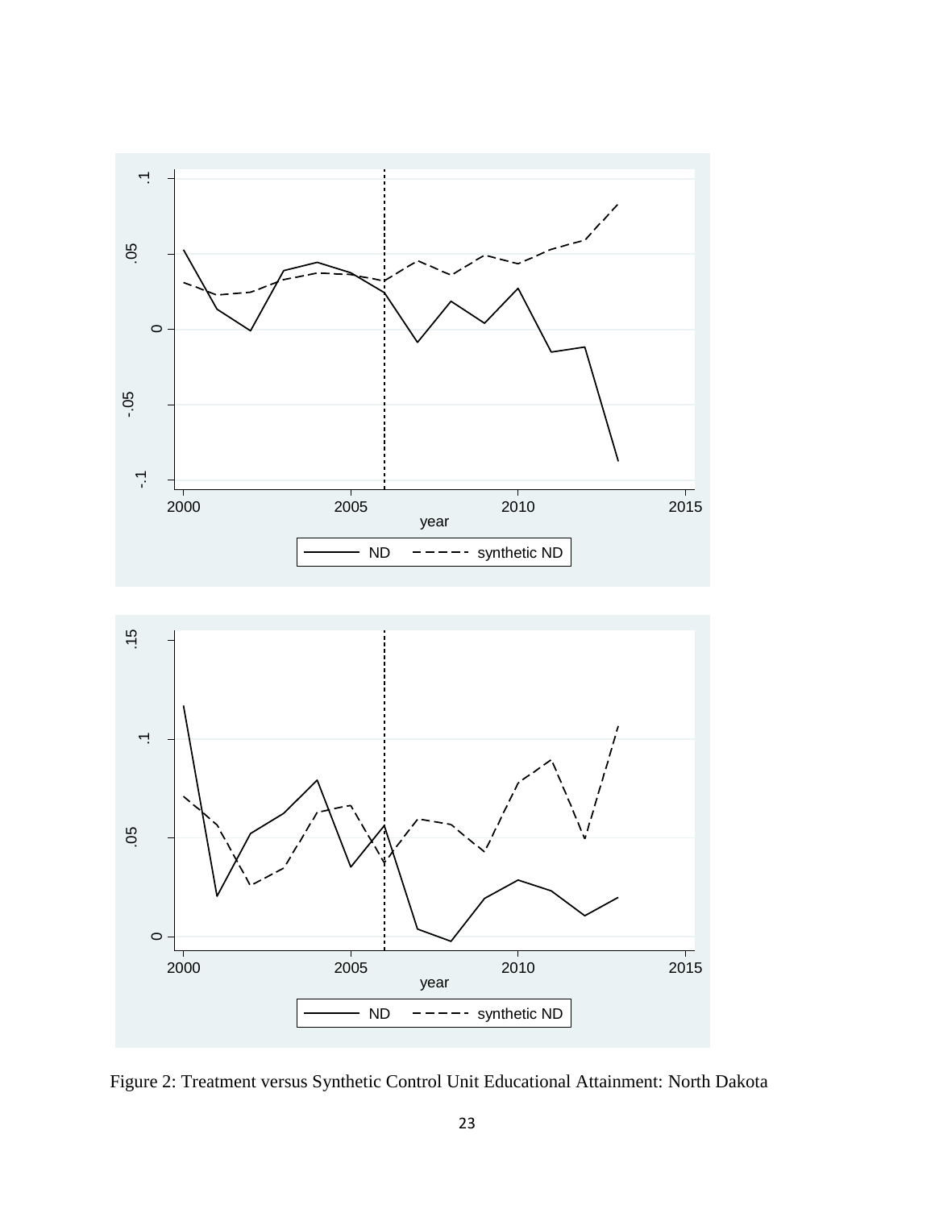Figure 2: Treatment versus Synthetic Control Unit Educational Attainment: North Dakota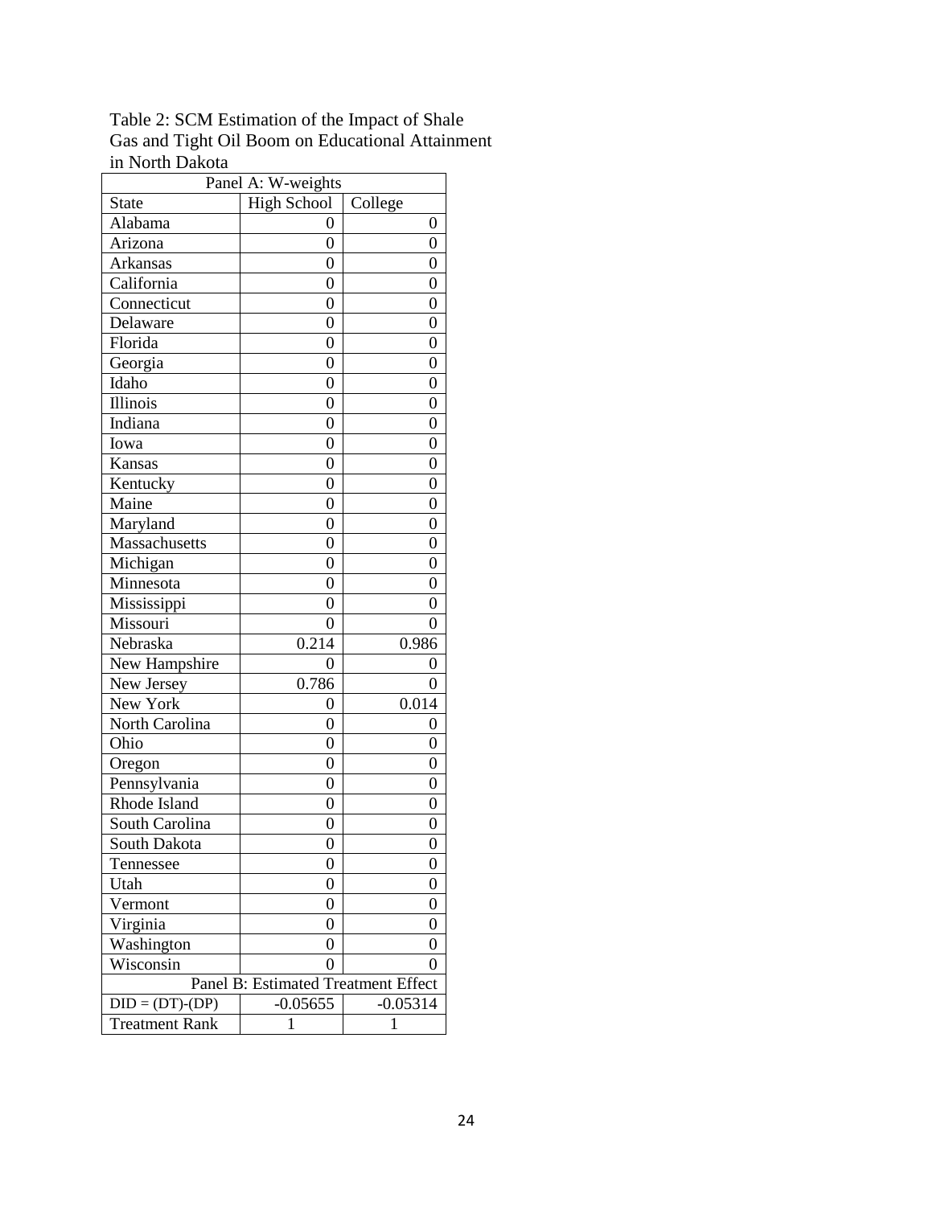Table 2: SCM Estimation of the Impact of Shale Gas and Tight Oil Boom on Educational Attainment in North Dakota

| Panel A: W-weights | | |
|---|---|---|
| State | High School | College |
| Alabama | 0 | 0 |
| Arizona | 0 | 0 |
| Arkansas | 0 | 0 |
| California | 0 | 0 |
| Connecticut | 0 | 0 |
| Delaware | 0 | 0 |
| Florida | 0 | 0 |
| Georgia | 0 | 0 |
| Idaho | 0 | 0 |
| Illinois | 0 | 0 |
| Indiana | 0 | 0 |
| Iowa | 0 | 0 |
| Kansas | 0 | 0 |
| Kentucky | 0 | 0 |
| Maine | 0 | 0 |
| Maryland | 0 | 0 |
| Massachusetts | 0 | 0 |
| Michigan | 0 | 0 |
| Minnesota | 0 | 0 |
| Mississippi | 0 | 0 |
| Missouri | 0 | 0 |
| Nebraska | 0.214 | 0.986 |
| New Hampshire | 0 | 0 |
| New Jersey | 0.786 | 0 |
| New York | 0 | 0.014 |
| North Carolina | 0 | 0 |
| Ohio | 0 | 0 |
| Oregon | 0 | 0 |
| Pennsylvania | 0 | 0 |
| Rhode Island | 0 | 0 |
| South Carolina | 0 | 0 |
| South Dakota | 0 | 0 |
| Tennessee | 0 | 0 |
| Utah | 0 | 0 |
| Vermont | 0 | 0 |
| Virginia | 0 | 0 |
| Washington | 0 | 0 |
| Wisconsin | 0 | 0 |
| Panel B: Estimated Treatment Effect | | |
| DID = (DT)-(DP) | -0.05655 | -0.05314 |
| Treatment Rank | 1 | 1 |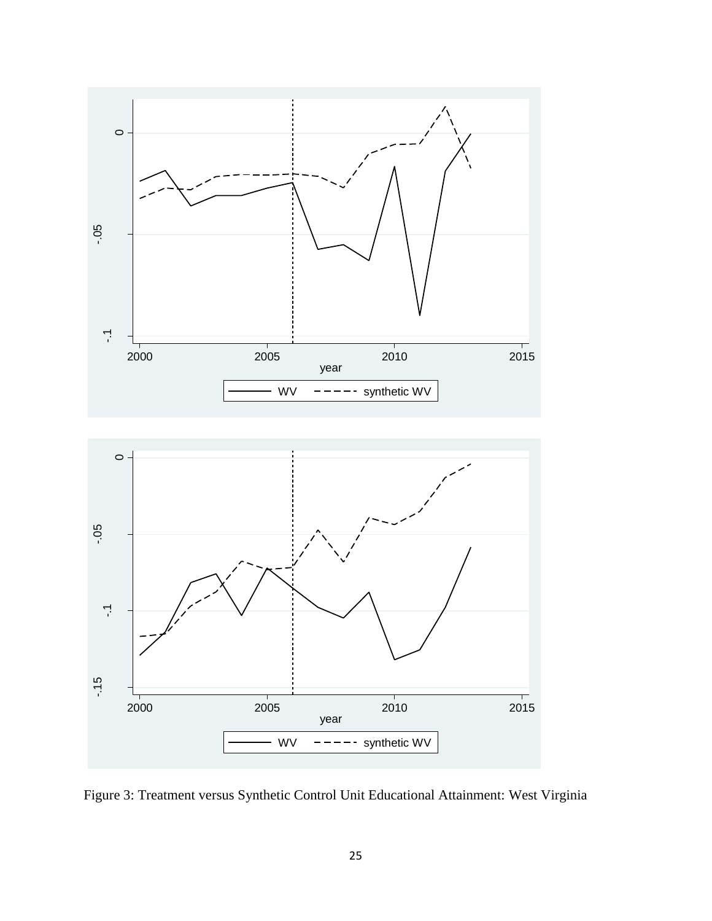Figure 3: Treatment versus Synthetic Control Unit Educational Attainment: West Virginia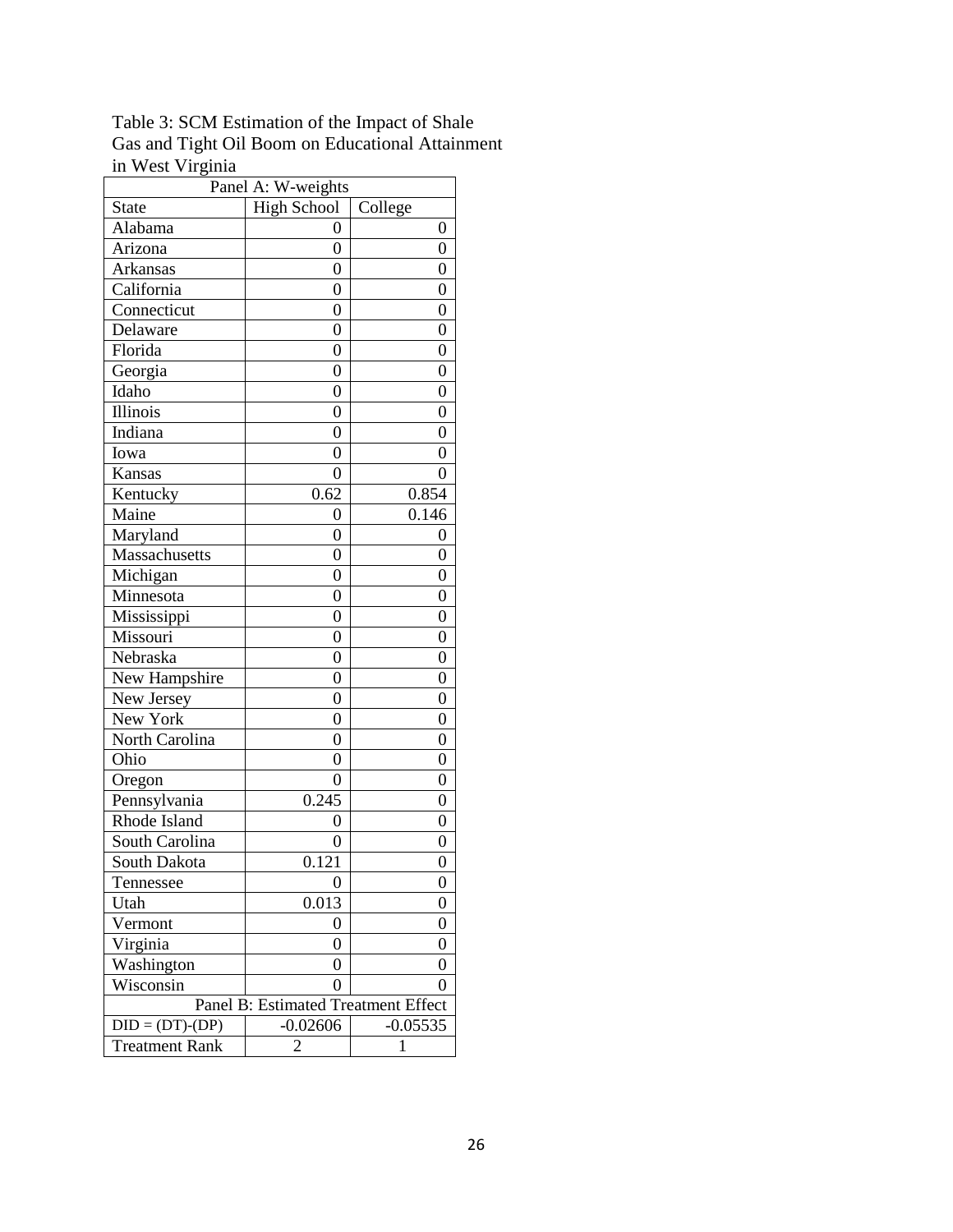Table 3: SCM Estimation of the Impact of Shale Gas and Tight Oil Boom on Educational Attainment in West Virginia

| Panel A: W-weights | | |
|---|---|---|
| State | High School | College |
| Alabama | 0 | 0 |
| Arizona | 0 | 0 |
| Arkansas | 0 | 0 |
| California | 0 | 0 |
| Connecticut | 0 | 0 |
| Delaware | 0 | 0 |
| Florida | 0 | 0 |
| Georgia | 0 | 0 |
| Idaho | 0 | 0 |
| Illinois | 0 | 0 |
| Indiana | 0 | 0 |
| Iowa | 0 | 0 |
| Kansas | 0 | 0 |
| Kentucky | 0.62 | 0.854 |
| Maine | 0 | 0.146 |
| Maryland | 0 | 0 |
| Massachusetts | 0 | 0 |
| Michigan | 0 | 0 |
| Minnesota | 0 | 0 |
| Mississippi | 0 | 0 |
| Missouri | 0 | 0 |
| Nebraska | 0 | 0 |
| New Hampshire | 0 | 0 |
| New Jersey | 0 | 0 |
| New York | 0 | 0 |
| North Carolina | 0 | 0 |
| Ohio | 0 | 0 |
| Oregon | 0 | 0 |
| Pennsylvania | 0.245 | 0 |
| Rhode Island | 0 | 0 |
| South Carolina | 0 | 0 |
| South Dakota | 0.121 | 0 |
| Tennessee | 0 | 0 |
| Utah | 0.013 | 0 |
| Vermont | 0 | 0 |
| Virginia | 0 | 0 |
| Washington | 0 | 0 |
| Wisconsin | 0 | 0 |
| Panel B: Estimated Treatment Effect | | |
| DID = (DT)-(DP) | -0.02606 | -0.05535 |
| Treatment Rank | 2 | 1 |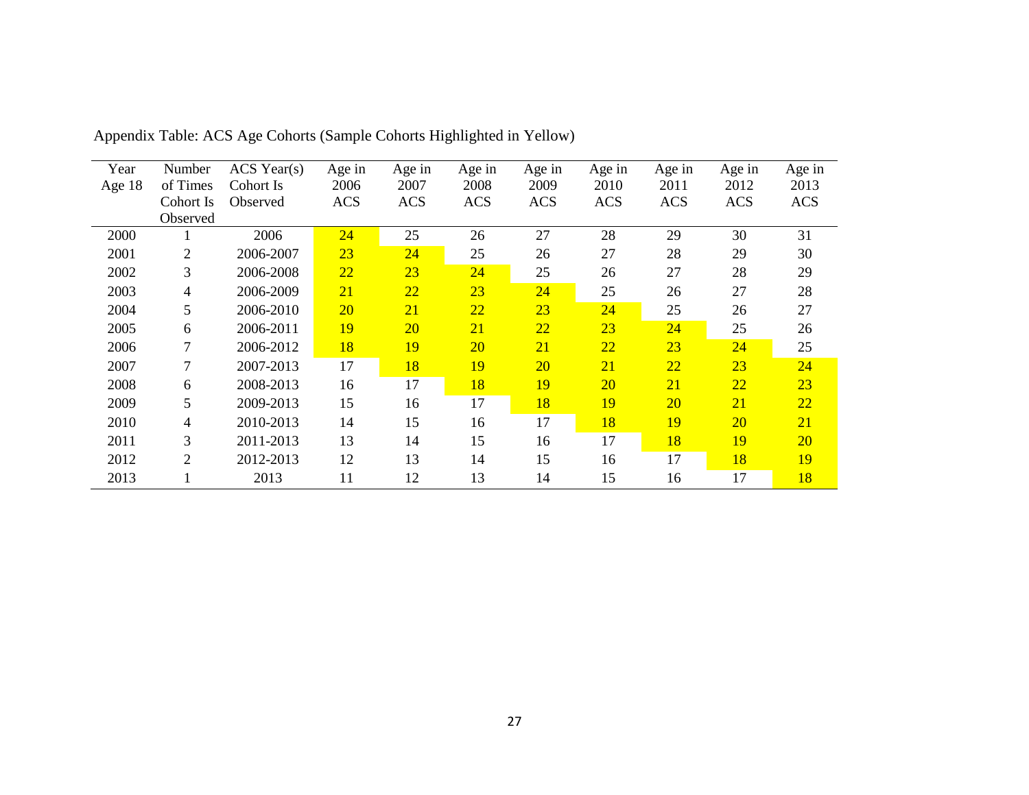Appendix Table: ACS Age Cohorts (Sample Cohorts Highlighted in Yellow)

| Year Age 18 | Number of Times Cohort Is Observed | ACS Year(s) Cohort Is Observed | Age in 2006 ACS | Age in 2007 ACS | Age in 2008 ACS | Age in 2009 ACS | Age in 2010 ACS | Age in 2011 ACS | Age in 2012 ACS | Age in 2013 ACS |
|---|---|---|---|---|---|---|---|---|---|---|
| 2000 | 1 | 2006 | 24 | 25 | 26 | 27 | 28 | 29 | 30 | 31 |
| 2001 | 2 | 2006-2007 | 23 | 24 | 25 | 26 | 27 | 28 | 29 | 30 |
| 2002 | 3 | 2006-2008 | 22 | 23 | 24 | 25 | 26 | 27 | 28 | 29 |
| 2003 | 4 | 2006-2009 | 21 | 22 | 23 | 24 | 25 | 26 | 27 | 28 |
| 2004 | 5 | 2006-2010 | 20 | 21 | 22 | 23 | 24 | 25 | 26 | 27 |
| 2005 | 6 | 2006-2011 | 19 | 20 | 21 | 22 | 23 | 24 | 25 | 26 |
| 2006 | 7 | 2006-2012 | 18 | 19 | 20 | 21 | 22 | 23 | 24 | 25 |
| 2007 | 7 | 2007-2013 | 17 | 18 | 19 | 20 | 21 | 22 | 23 | 24 |
| 2008 | 6 | 2008-2013 | 16 | 17 | 18 | 19 | 20 | 21 | 22 | 23 |
| 2009 | 5 | 2009-2013 | 15 | 16 | 17 | 18 | 19 | 20 | 21 | 22 |
| 2010 | 4 | 2010-2013 | 14 | 15 | 16 | 17 | 18 | 19 | 20 | 21 |
| 2011 | 3 | 2011-2013 | 13 | 14 | 15 | 16 | 17 | 18 | 19 | 20 |
| 2012 | 2 | 2012-2013 | 12 | 13 | 14 | 15 | 16 | 17 | 18 | 19 |
| 2013 | 1 | 2013 | 11 | 12 | 13 | 14 | 15 | 16 | 17 | 18 |